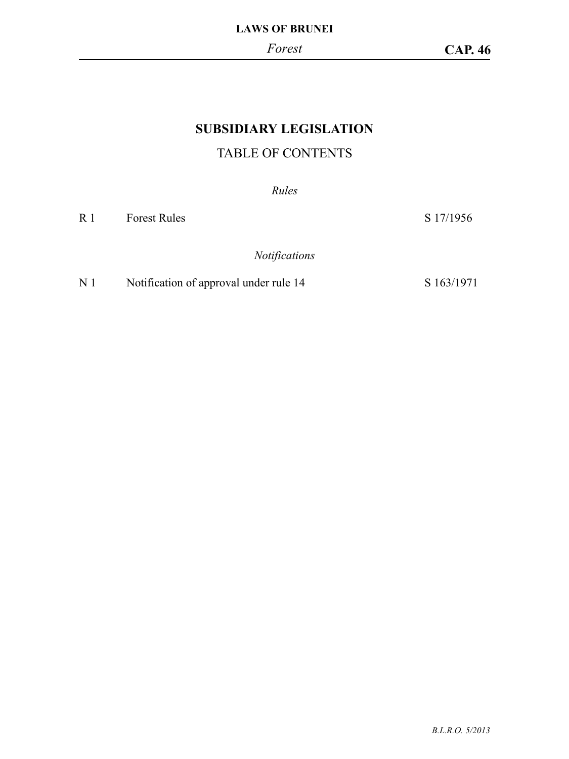# SUBSIDIARY LEGISLATION

## TABLE OF CONTENTS

*Rules*

| | | |
|---|---|---|
| R 1 | Forest Rules | S 17/1956 |

*Notifications*

| | | |
|---|---|---|
| N 1 | Notification of approval under rule 14 | S 163/1971 |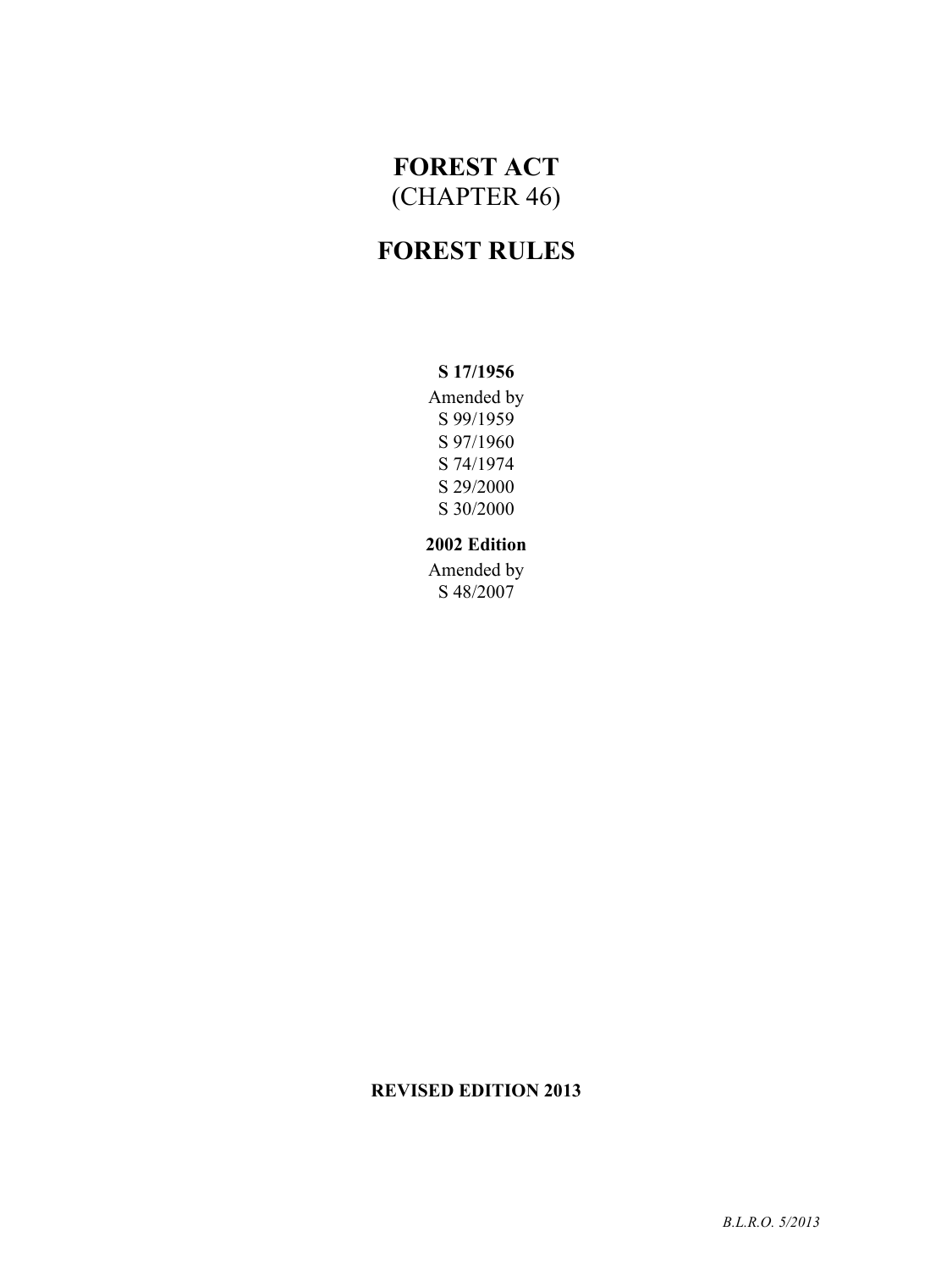# FOREST ACT
(CHAPTER 46)

# FOREST RULES

**S 17/1956**

Amended by
S 99/1959
S 97/1960
S 74/1974
S 29/2000
S 30/2000

**2002 Edition**

Amended by
S 48/2007

**REVISED EDITION 2013**

*B.L.R.O. 5/2013*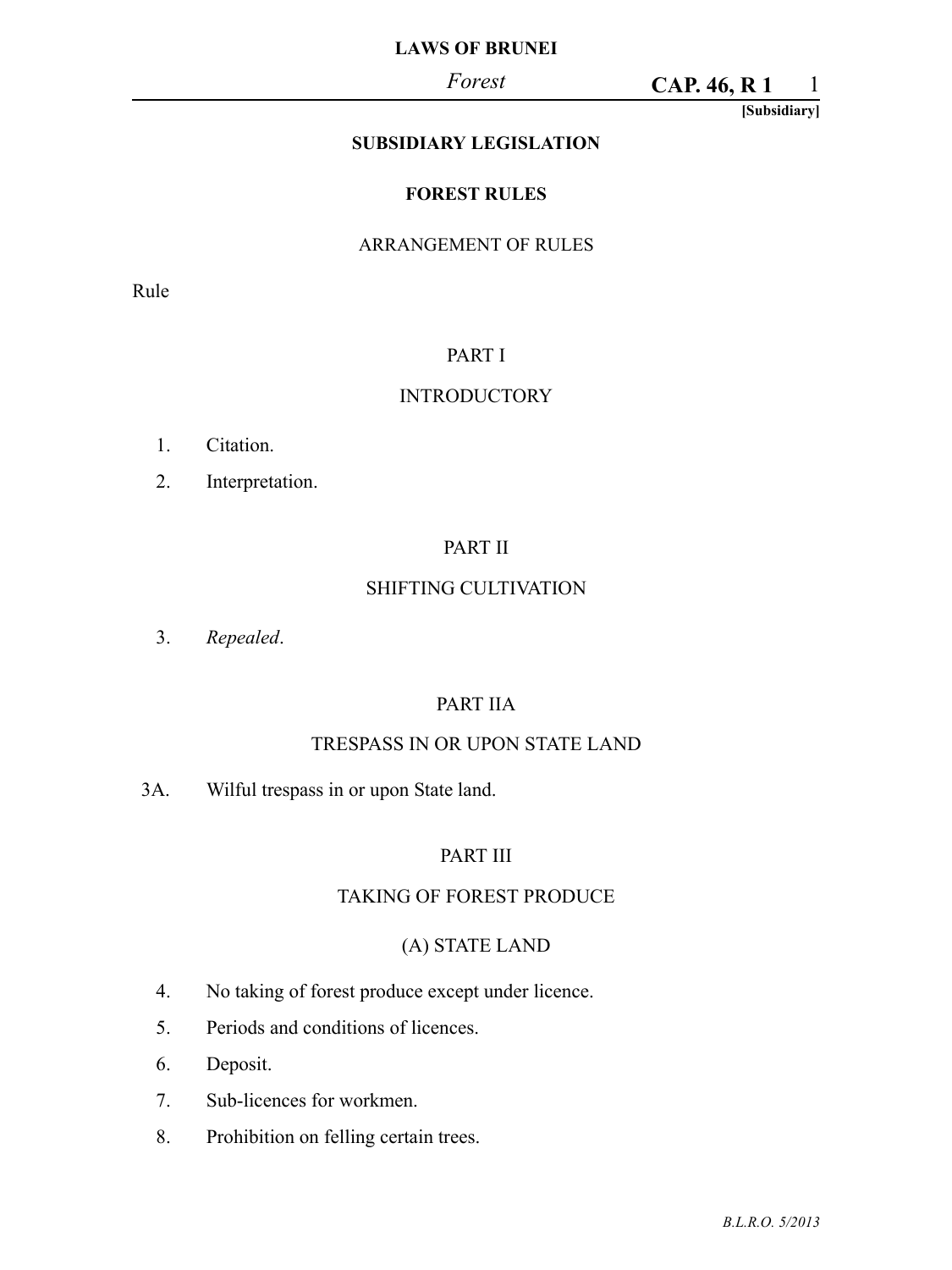# SUBSIDIARY LEGISLATION

## FOREST RULES

### ARRANGEMENT OF RULES

Rule

PART I

INTRODUCTORY

1. Citation.
2. Interpretation.

PART II

SHIFTING CULTIVATION

3. *Repealed*.

PART IIA

TRESPASS IN OR UPON STATE LAND

3A. Wilful trespass in or upon State land.

PART III

TAKING OF FOREST PRODUCE

(A) STATE LAND

4. No taking of forest produce except under licence.
5. Periods and conditions of licences.
6. Deposit.
7. Sub-licences for workmen.
8. Prohibition on felling certain trees.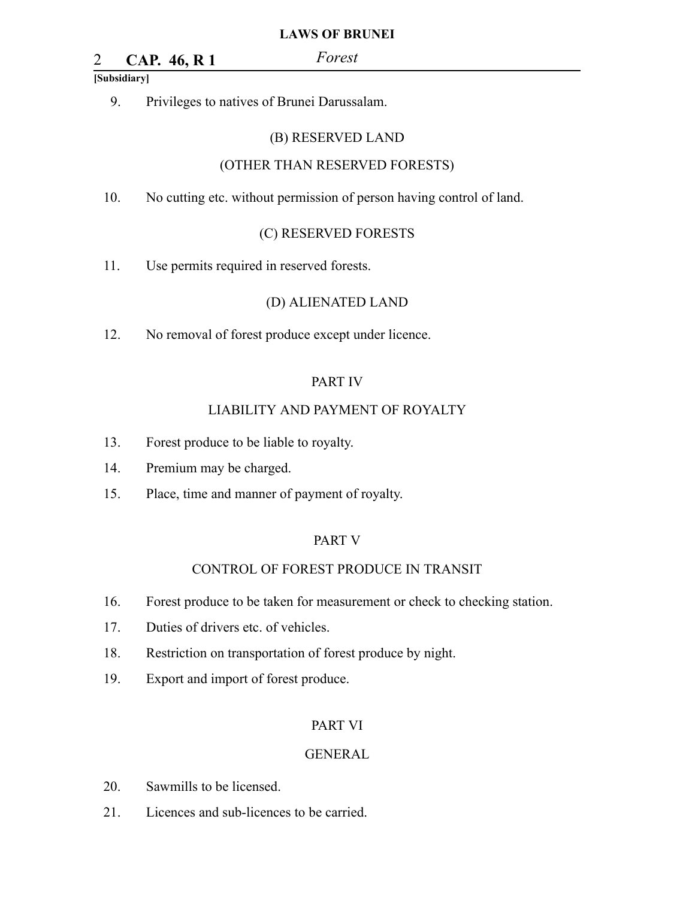9. Privileges to natives of Brunei Darussalam.

(B) RESERVED LAND

(OTHER THAN RESERVED FORESTS)

10. No cutting etc. without permission of person having control of land.

(C) RESERVED FORESTS

11. Use permits required in reserved forests.

(D) ALIENATED LAND

12. No removal of forest produce except under licence.

PART IV

LIABILITY AND PAYMENT OF ROYALTY

13. Forest produce to be liable to royalty.
14. Premium may be charged.
15. Place, time and manner of payment of royalty.

PART V

CONTROL OF FOREST PRODUCE IN TRANSIT

16. Forest produce to be taken for measurement or check to checking station.
17. Duties of drivers etc. of vehicles.
18. Restriction on transportation of forest produce by night.
19. Export and import of forest produce.

PART VI

GENERAL

20. Sawmills to be licensed.
21. Licences and sub-licences to be carried.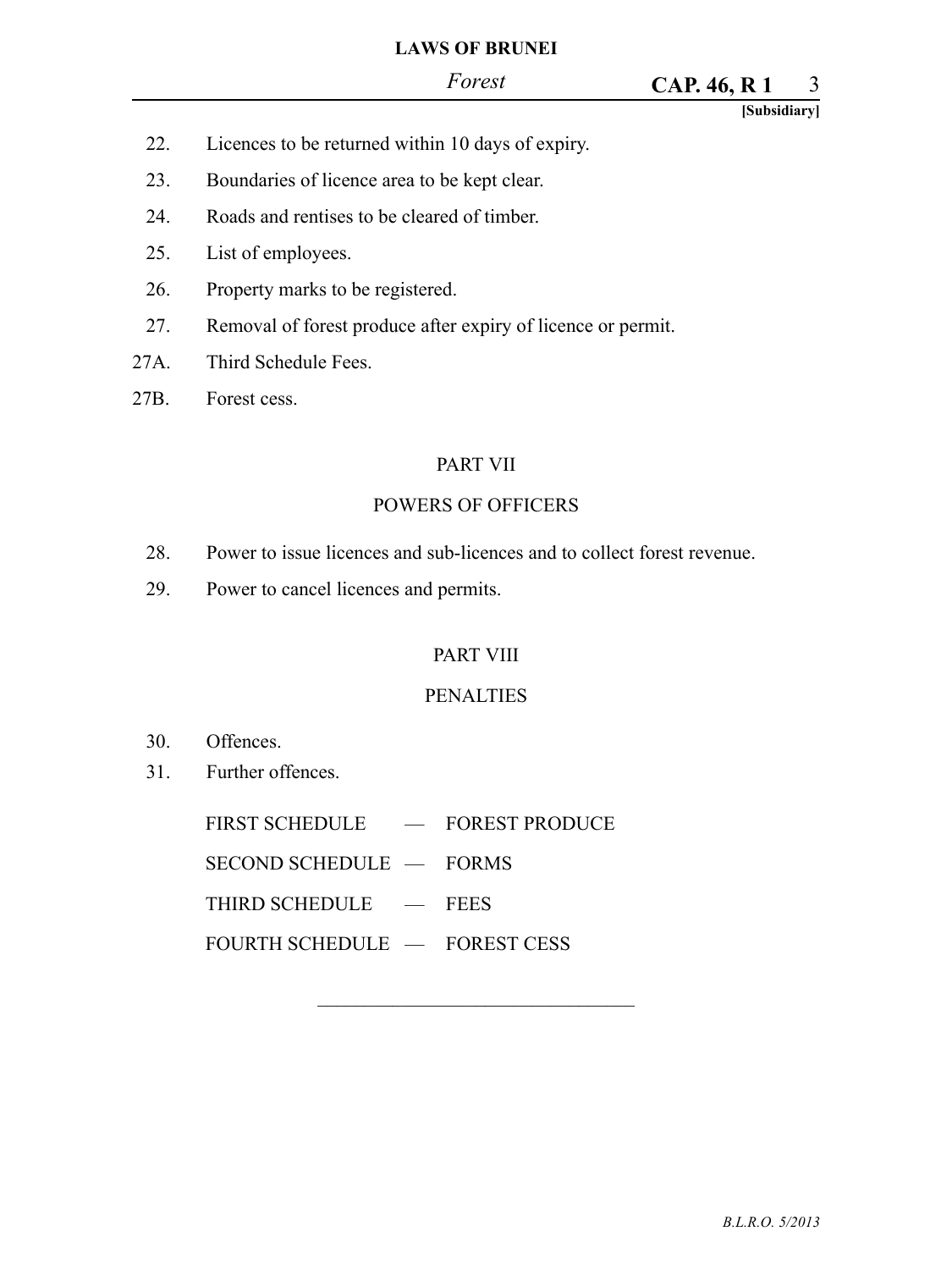22. Licences to be returned within 10 days of expiry.

23. Boundaries of licence area to be kept clear.

24. Roads and rentises to be cleared of timber.

25. List of employees.

26. Property marks to be registered.

27. Removal of forest produce after expiry of licence or permit.

27A. Third Schedule Fees.

27B. Forest cess.

PART VII

POWERS OF OFFICERS

28. Power to issue licences and sub-licences and to collect forest revenue.

29. Power to cancel licences and permits.

PART VIII

PENALTIES

30. Offences.

31. Further offences.

FIRST SCHEDULE — FOREST PRODUCE

SECOND SCHEDULE — FORMS

THIRD SCHEDULE — FEES

FOURTH SCHEDULE — FOREST CESS

---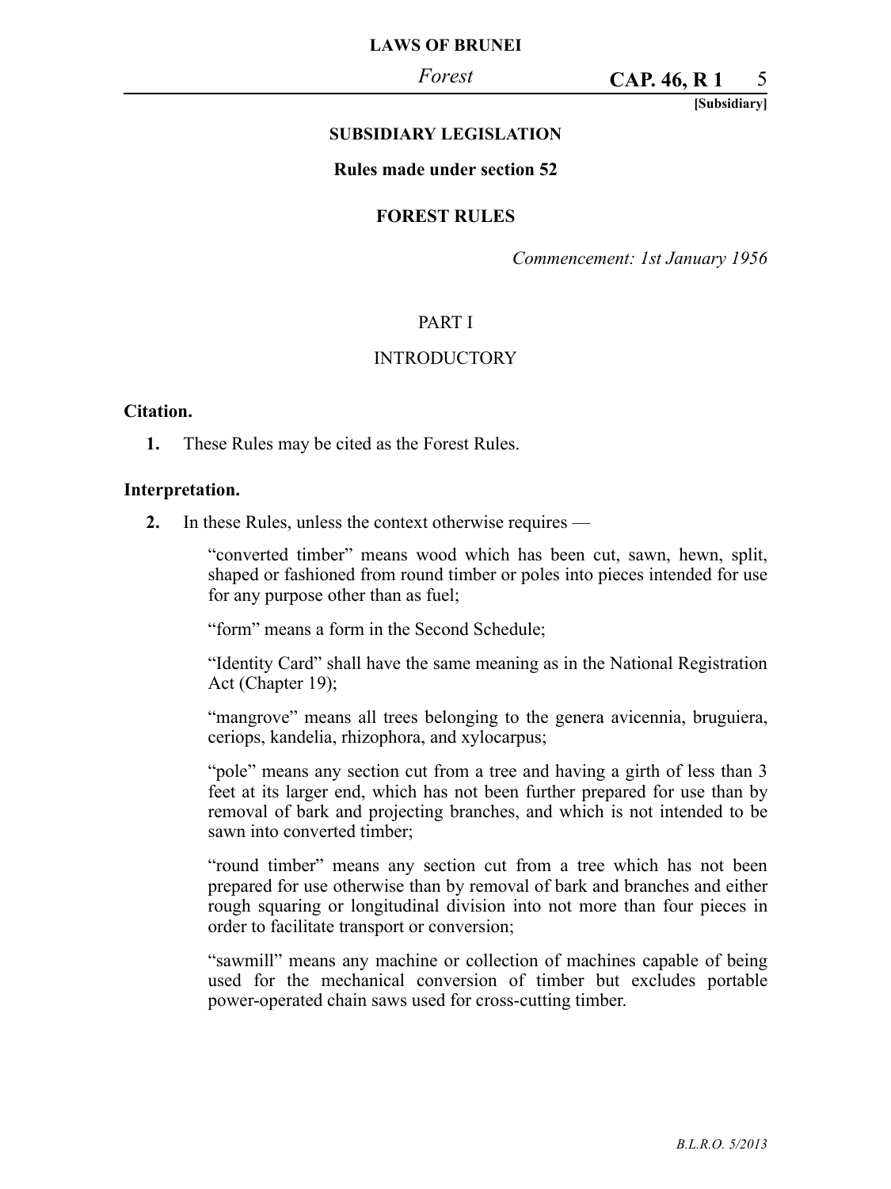## SUBSIDIARY LEGISLATION

**Rules made under section 52**

## FOREST RULES

*Commencement: 1st January 1956*

### PART I

### INTRODUCTORY

**Citation.**

**1.** These Rules may be cited as the Forest Rules.

**Interpretation.**

**2.** In these Rules, unless the context otherwise requires —

"converted timber" means wood which has been cut, sawn, hewn, split, shaped or fashioned from round timber or poles into pieces intended for use for any purpose other than as fuel;

"form" means a form in the Second Schedule;

"Identity Card" shall have the same meaning as in the National Registration Act (Chapter 19);

"mangrove" means all trees belonging to the genera avicennia, bruguiera, ceriops, kandelia, rhizophora, and xylocarpus;

"pole" means any section cut from a tree and having a girth of less than 3 feet at its larger end, which has not been further prepared for use than by removal of bark and projecting branches, and which is not intended to be sawn into converted timber;

"round timber" means any section cut from a tree which has not been prepared for use otherwise than by removal of bark and branches and either rough squaring or longitudinal division into not more than four pieces in order to facilitate transport or conversion;

"sawmill" means any machine or collection of machines capable of being used for the mechanical conversion of timber but excludes portable power-operated chain saws used for cross-cutting timber.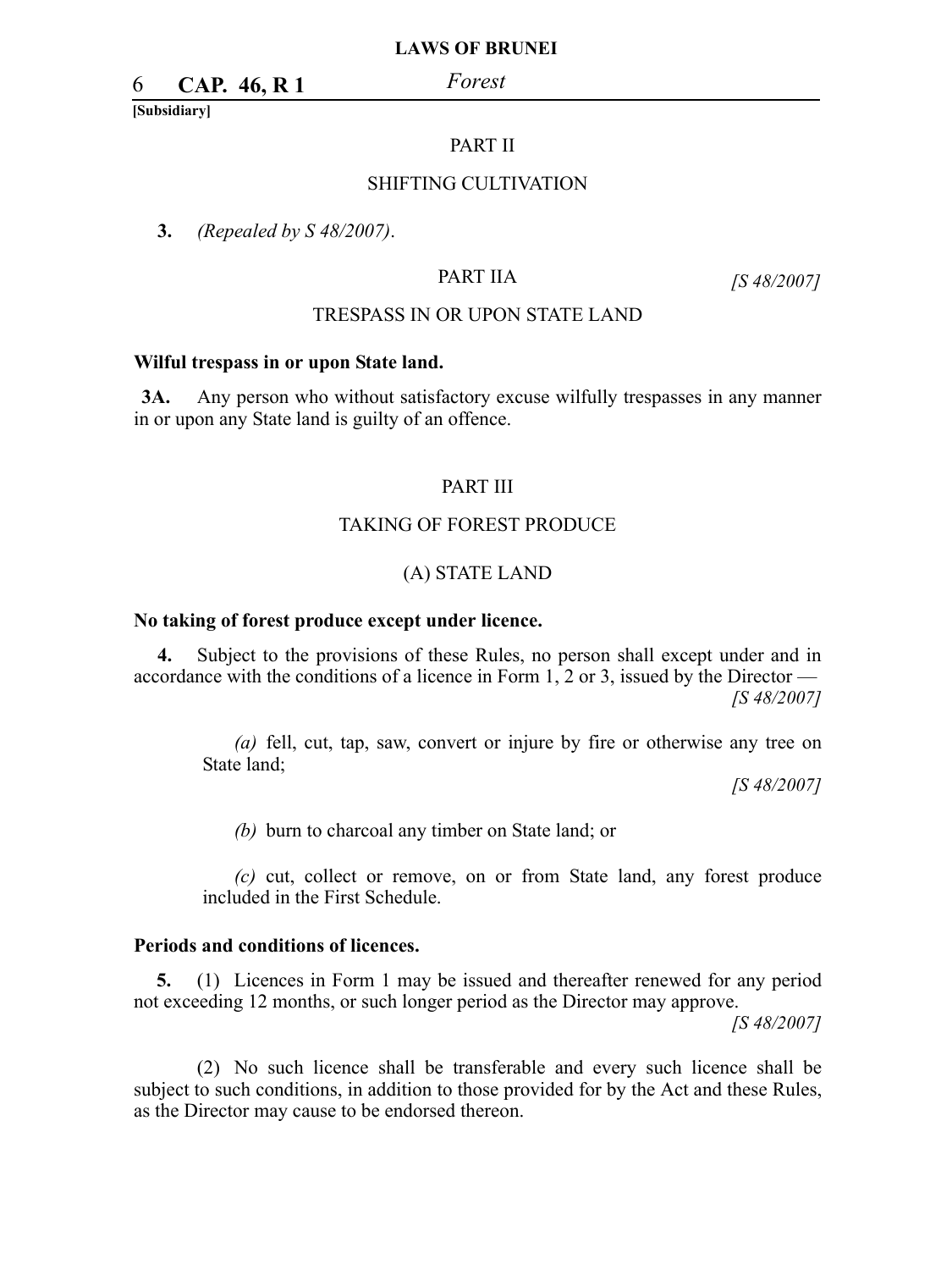PART II

SHIFTING CULTIVATION

**3.** *(Repealed by S 48/2007)*.

PART IIA *[S 48/2007]*

TRESPASS IN OR UPON STATE LAND

**Wilful trespass in or upon State land.**

**3A.** Any person who without satisfactory excuse wilfully trespasses in any manner in or upon any State land is guilty of an offence.

PART III

TAKING OF FOREST PRODUCE

(A) STATE LAND

**No taking of forest produce except under licence.**

**4.** Subject to the provisions of these Rules, no person shall except under and in accordance with the conditions of a licence in Form 1, 2 or 3, issued by the Director — *[S 48/2007]*

*(a)* fell, cut, tap, saw, convert or injure by fire or otherwise any tree on State land; *[S 48/2007]*

*(b)* burn to charcoal any timber on State land; or

*(c)* cut, collect or remove, on or from State land, any forest produce included in the First Schedule.

**Periods and conditions of licences.**

**5.** (1) Licences in Form 1 may be issued and thereafter renewed for any period not exceeding 12 months, or such longer period as the Director may approve. *[S 48/2007]*

(2) No such licence shall be transferable and every such licence shall be subject to such conditions, in addition to those provided for by the Act and these Rules, as the Director may cause to be endorsed thereon.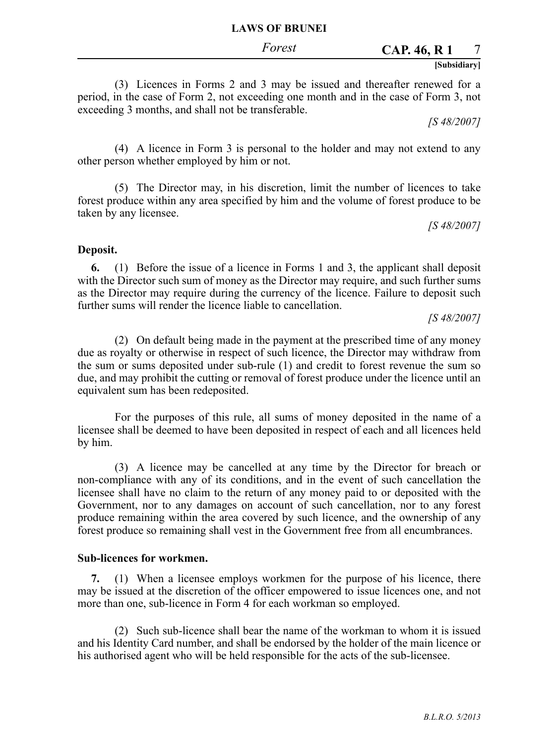(3) Licences in Forms 2 and 3 may be issued and thereafter renewed for a period, in the case of Form 2, not exceeding one month and in the case of Form 3, not exceeding 3 months, and shall not be transferable.

*[S 48/2007]*

(4) A licence in Form 3 is personal to the holder and may not extend to any other person whether employed by him or not.

(5) The Director may, in his discretion, limit the number of licences to take forest produce within any area specified by him and the volume of forest produce to be taken by any licensee.

*[S 48/2007]*

**Deposit.**

**6.** (1) Before the issue of a licence in Forms 1 and 3, the applicant shall deposit with the Director such sum of money as the Director may require, and such further sums as the Director may require during the currency of the licence. Failure to deposit such further sums will render the licence liable to cancellation.

*[S 48/2007]*

(2) On default being made in the payment at the prescribed time of any money due as royalty or otherwise in respect of such licence, the Director may withdraw from the sum or sums deposited under sub-rule (1) and credit to forest revenue the sum so due, and may prohibit the cutting or removal of forest produce under the licence until an equivalent sum has been redeposited.

For the purposes of this rule, all sums of money deposited in the name of a licensee shall be deemed to have been deposited in respect of each and all licences held by him.

(3) A licence may be cancelled at any time by the Director for breach or non-compliance with any of its conditions, and in the event of such cancellation the licensee shall have no claim to the return of any money paid to or deposited with the Government, nor to any damages on account of such cancellation, nor to any forest produce remaining within the area covered by such licence, and the ownership of any forest produce so remaining shall vest in the Government free from all encumbrances.

**Sub-licences for workmen.**

**7.** (1) When a licensee employs workmen for the purpose of his licence, there may be issued at the discretion of the officer empowered to issue licences one, and not more than one, sub-licence in Form 4 for each workman so employed.

(2) Such sub-licence shall bear the name of the workman to whom it is issued and his Identity Card number, and shall be endorsed by the holder of the main licence or his authorised agent who will be held responsible for the acts of the sub-licensee.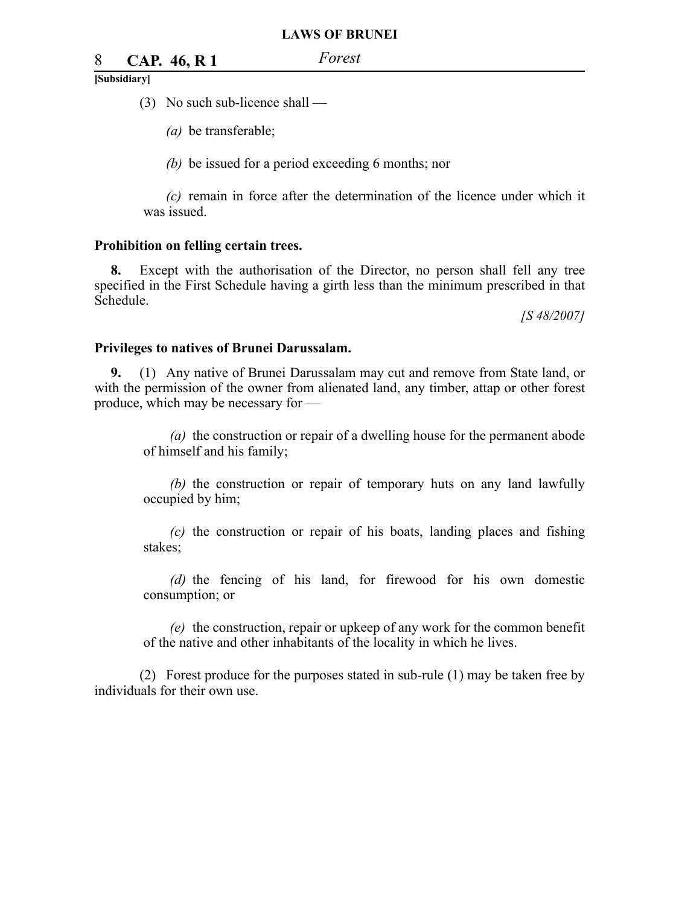(3) No such sub-licence shall —

*(a)* be transferable;

*(b)* be issued for a period exceeding 6 months; nor

*(c)* remain in force after the determination of the licence under which it was issued.

**Prohibition on felling certain trees.**

**8.** Except with the authorisation of the Director, no person shall fell any tree specified in the First Schedule having a girth less than the minimum prescribed in that Schedule.

*[S 48/2007]*

**Privileges to natives of Brunei Darussalam.**

**9.** (1) Any native of Brunei Darussalam may cut and remove from State land, or with the permission of the owner from alienated land, any timber, attap or other forest produce, which may be necessary for —

*(a)* the construction or repair of a dwelling house for the permanent abode of himself and his family;

*(b)* the construction or repair of temporary huts on any land lawfully occupied by him;

*(c)* the construction or repair of his boats, landing places and fishing stakes;

*(d)* the fencing of his land, for firewood for his own domestic consumption; or

*(e)* the construction, repair or upkeep of any work for the common benefit of the native and other inhabitants of the locality in which he lives.

(2) Forest produce for the purposes stated in sub-rule (1) may be taken free by individuals for their own use.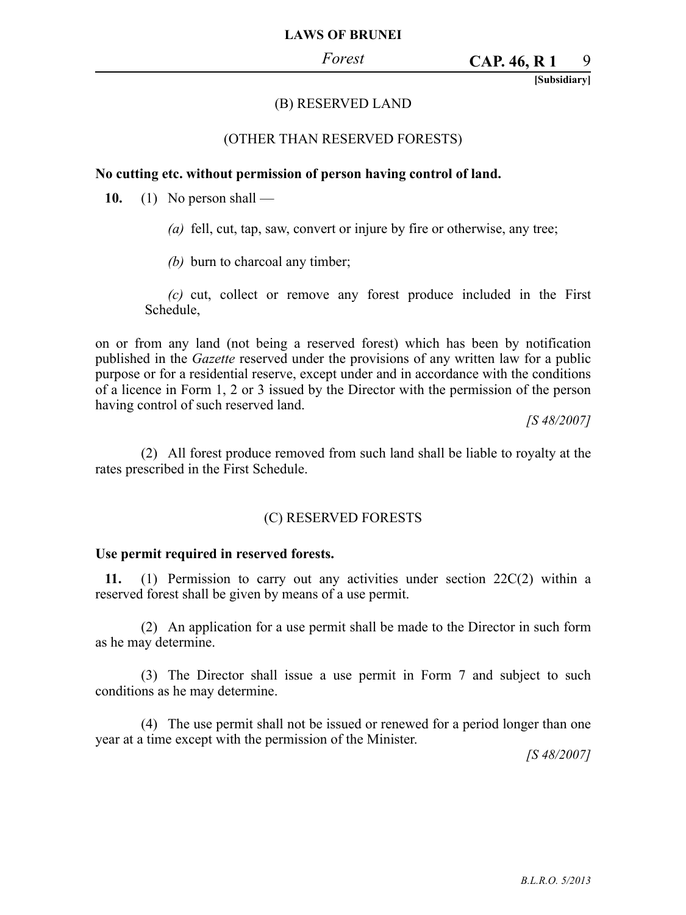### (B) RESERVED LAND

### (OTHER THAN RESERVED FORESTS)

**No cutting etc. without permission of person having control of land.**

**10.** (1) No person shall —

*(a)* fell, cut, tap, saw, convert or injure by fire or otherwise, any tree;

*(b)* burn to charcoal any timber;

*(c)* cut, collect or remove any forest produce included in the First Schedule,

on or from any land (not being a reserved forest) which has been by notification published in the *Gazette* reserved under the provisions of any written law for a public purpose or for a residential reserve, except under and in accordance with the conditions of a licence in Form 1, 2 or 3 issued by the Director with the permission of the person having control of such reserved land.

*[S 48/2007]*

(2) All forest produce removed from such land shall be liable to royalty at the rates prescribed in the First Schedule.

### (C) RESERVED FORESTS

**Use permit required in reserved forests.**

**11.** (1) Permission to carry out any activities under section 22C(2) within a reserved forest shall be given by means of a use permit.

(2) An application for a use permit shall be made to the Director in such form as he may determine.

(3) The Director shall issue a use permit in Form 7 and subject to such conditions as he may determine.

(4) The use permit shall not be issued or renewed for a period longer than one year at a time except with the permission of the Minister.

*[S 48/2007]*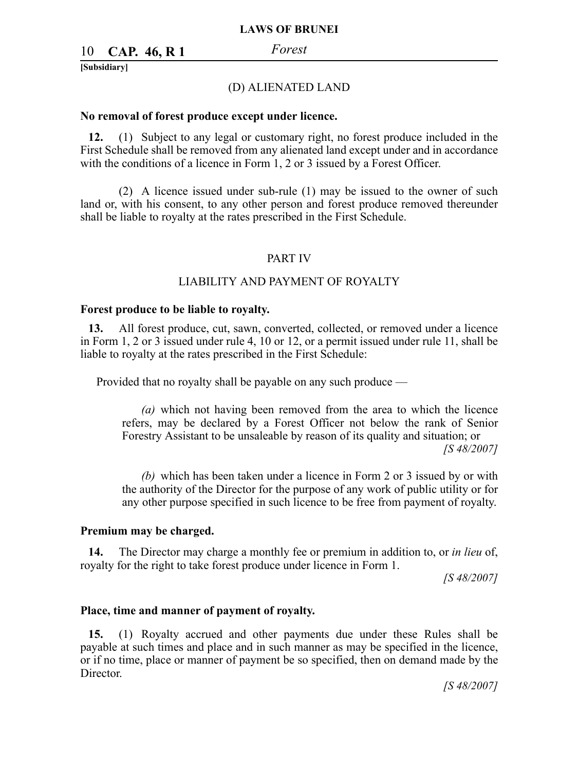(D) ALIENATED LAND

**No removal of forest produce except under licence.**

**12.** (1) Subject to any legal or customary right, no forest produce included in the First Schedule shall be removed from any alienated land except under and in accordance with the conditions of a licence in Form 1, 2 or 3 issued by a Forest Officer.

(2) A licence issued under sub-rule (1) may be issued to the owner of such land or, with his consent, to any other person and forest produce removed thereunder shall be liable to royalty at the rates prescribed in the First Schedule.

PART IV

LIABILITY AND PAYMENT OF ROYALTY

**Forest produce to be liable to royalty.**

**13.** All forest produce, cut, sawn, converted, collected, or removed under a licence in Form 1, 2 or 3 issued under rule 4, 10 or 12, or a permit issued under rule 11, shall be liable to royalty at the rates prescribed in the First Schedule:

Provided that no royalty shall be payable on any such produce —

*(a)* which not having been removed from the area to which the licence refers, may be declared by a Forest Officer not below the rank of Senior Forestry Assistant to be unsaleable by reason of its quality and situation; or *[S 48/2007]*

*(b)* which has been taken under a licence in Form 2 or 3 issued by or with the authority of the Director for the purpose of any work of public utility or for any other purpose specified in such licence to be free from payment of royalty.

**Premium may be charged.**

**14.** The Director may charge a monthly fee or premium in addition to, or *in lieu* of, royalty for the right to take forest produce under licence in Form 1.

*[S 48/2007]*

**Place, time and manner of payment of royalty.**

**15.** (1) Royalty accrued and other payments due under these Rules shall be payable at such times and place and in such manner as may be specified in the licence, or if no time, place or manner of payment be so specified, then on demand made by the Director.

*[S 48/2007]*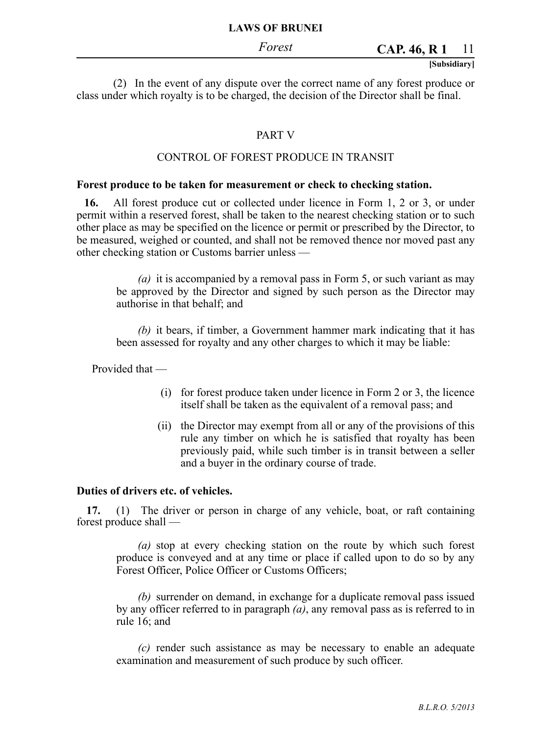(2) In the event of any dispute over the correct name of any forest produce or class under which royalty is to be charged, the decision of the Director shall be final.

## PART V

## CONTROL OF FOREST PRODUCE IN TRANSIT

**Forest produce to be taken for measurement or check to checking station.**

**16.** All forest produce cut or collected under licence in Form 1, 2 or 3, or under permit within a reserved forest, shall be taken to the nearest checking station or to such other place as may be specified on the licence or permit or prescribed by the Director, to be measured, weighed or counted, and shall not be removed thence nor moved past any other checking station or Customs barrier unless —

*(a)* it is accompanied by a removal pass in Form 5, or such variant as may be approved by the Director and signed by such person as the Director may authorise in that behalf; and

*(b)* it bears, if timber, a Government hammer mark indicating that it has been assessed for royalty and any other charges to which it may be liable:

Provided that —

(i) for forest produce taken under licence in Form 2 or 3, the licence itself shall be taken as the equivalent of a removal pass; and

(ii) the Director may exempt from all or any of the provisions of this rule any timber on which he is satisfied that royalty has been previously paid, while such timber is in transit between a seller and a buyer in the ordinary course of trade.

**Duties of drivers etc. of vehicles.**

**17.** (1) The driver or person in charge of any vehicle, boat, or raft containing forest produce shall —

*(a)* stop at every checking station on the route by which such forest produce is conveyed and at any time or place if called upon to do so by any Forest Officer, Police Officer or Customs Officers;

*(b)* surrender on demand, in exchange for a duplicate removal pass issued by any officer referred to in paragraph *(a)*, any removal pass as is referred to in rule 16; and

*(c)* render such assistance as may be necessary to enable an adequate examination and measurement of such produce by such officer.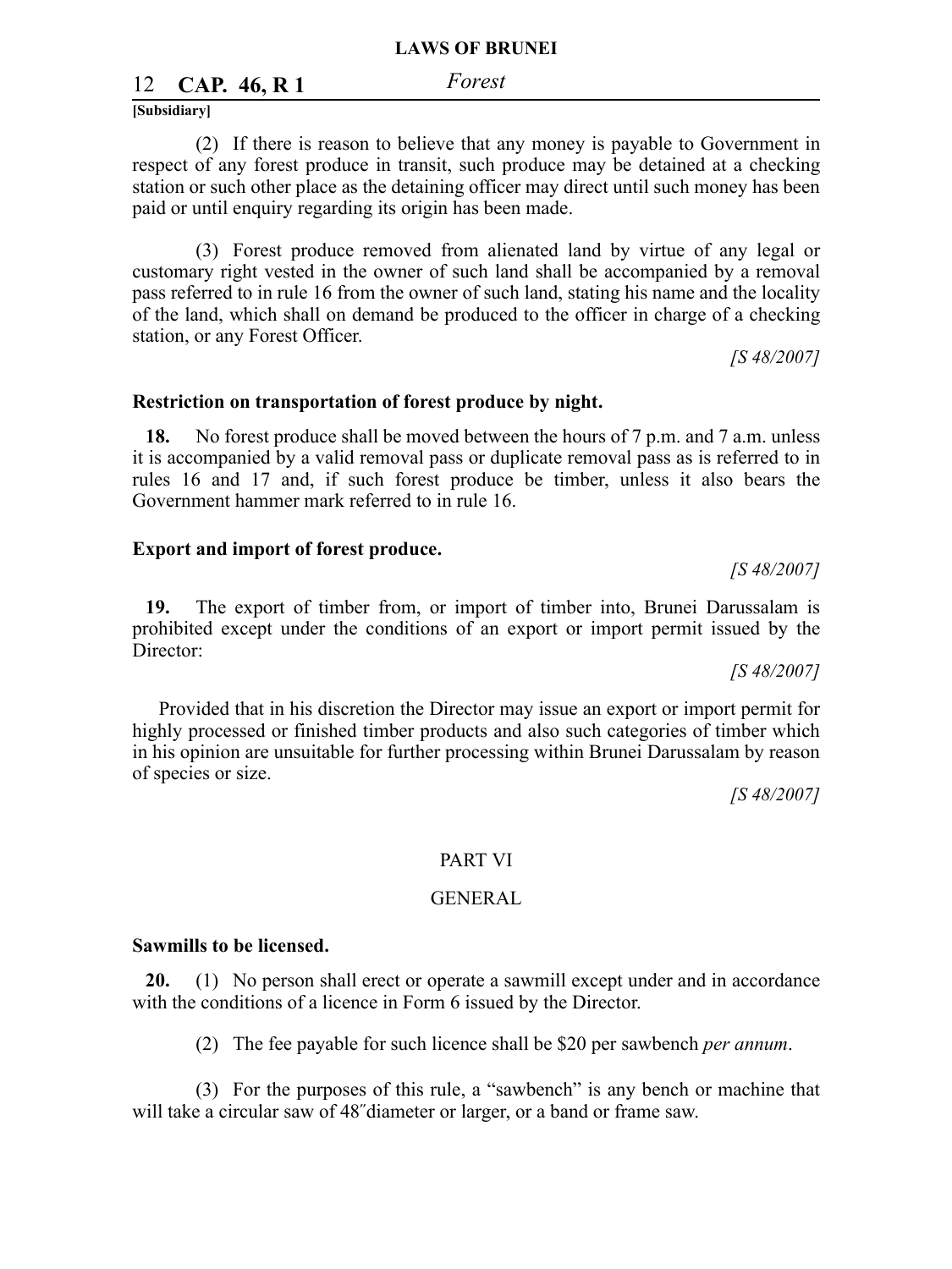(2) If there is reason to believe that any money is payable to Government in respect of any forest produce in transit, such produce may be detained at a checking station or such other place as the detaining officer may direct until such money has been paid or until enquiry regarding its origin has been made.

(3) Forest produce removed from alienated land by virtue of any legal or customary right vested in the owner of such land shall be accompanied by a removal pass referred to in rule 16 from the owner of such land, stating his name and the locality of the land, which shall on demand be produced to the officer in charge of a checking station, or any Forest Officer.

*[S 48/2007]*

**Restriction on transportation of forest produce by night.**

**18.** No forest produce shall be moved between the hours of 7 p.m. and 7 a.m. unless it is accompanied by a valid removal pass or duplicate removal pass as is referred to in rules 16 and 17 and, if such forest produce be timber, unless it also bears the Government hammer mark referred to in rule 16.

**Export and import of forest produce.**

*[S 48/2007]*

**19.** The export of timber from, or import of timber into, Brunei Darussalam is prohibited except under the conditions of an export or import permit issued by the Director:

*[S 48/2007]*

Provided that in his discretion the Director may issue an export or import permit for highly processed or finished timber products and also such categories of timber which in his opinion are unsuitable for further processing within Brunei Darussalam by reason of species or size.

*[S 48/2007]*

## PART VI

## GENERAL

**Sawmills to be licensed.**

**20.** (1) No person shall erect or operate a sawmill except under and in accordance with the conditions of a licence in Form 6 issued by the Director.

(2) The fee payable for such licence shall be $20 per sawbench *per annum*.

(3) For the purposes of this rule, a "sawbench" is any bench or machine that will take a circular saw of 48″diameter or larger, or a band or frame saw.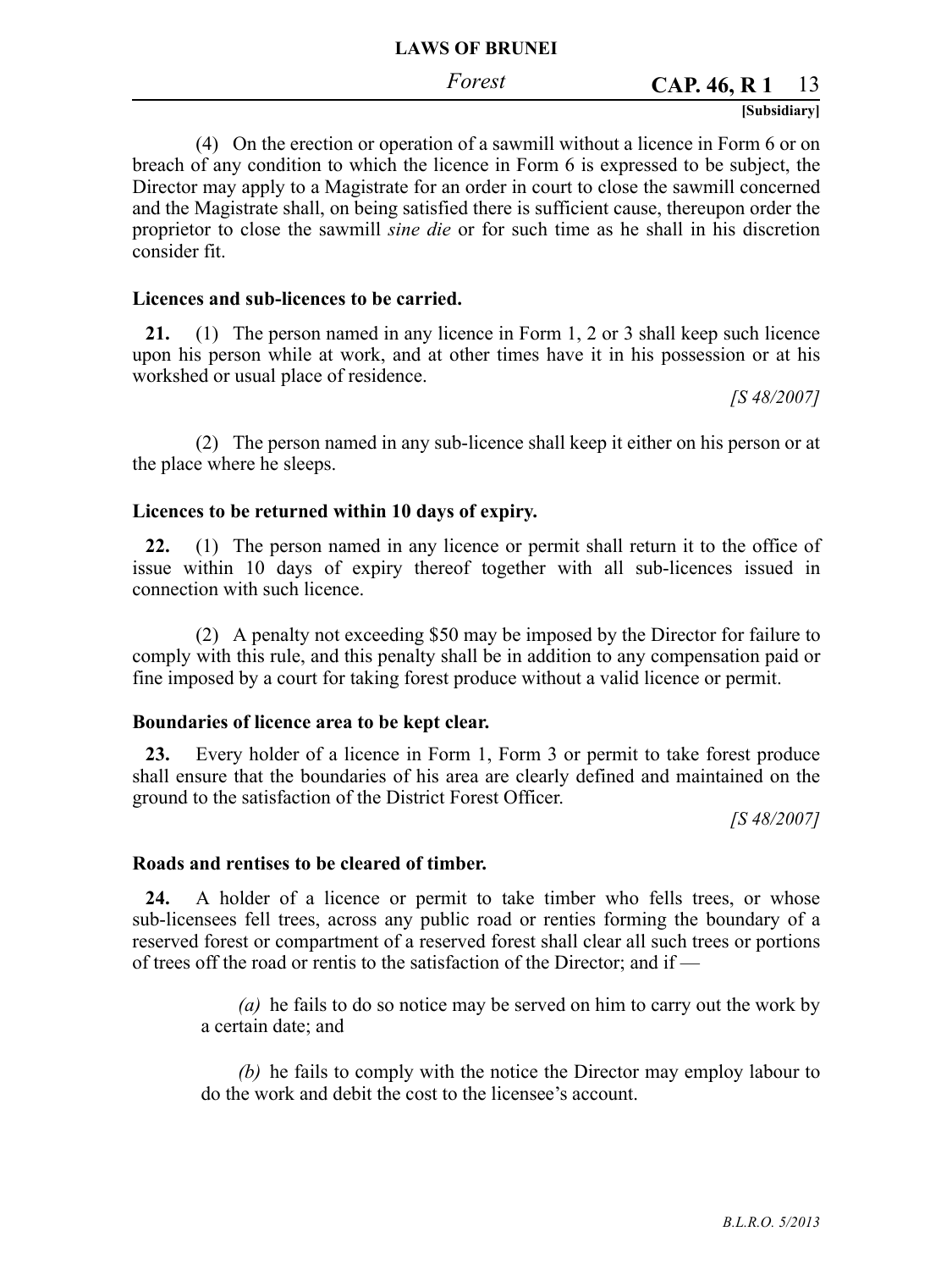(4) On the erection or operation of a sawmill without a licence in Form 6 or on breach of any condition to which the licence in Form 6 is expressed to be subject, the Director may apply to a Magistrate for an order in court to close the sawmill concerned and the Magistrate shall, on being satisfied there is sufficient cause, thereupon order the proprietor to close the sawmill *sine die* or for such time as he shall in his discretion consider fit.

**Licences and sub-licences to be carried.**

**21.** (1) The person named in any licence in Form 1, 2 or 3 shall keep such licence upon his person while at work, and at other times have it in his possession or at his workshed or usual place of residence.

*[S 48/2007]*

(2) The person named in any sub-licence shall keep it either on his person or at the place where he sleeps.

**Licences to be returned within 10 days of expiry.**

**22.** (1) The person named in any licence or permit shall return it to the office of issue within 10 days of expiry thereof together with all sub-licences issued in connection with such licence.

(2) A penalty not exceeding $50 may be imposed by the Director for failure to comply with this rule, and this penalty shall be in addition to any compensation paid or fine imposed by a court for taking forest produce without a valid licence or permit.

**Boundaries of licence area to be kept clear.**

**23.** Every holder of a licence in Form 1, Form 3 or permit to take forest produce shall ensure that the boundaries of his area are clearly defined and maintained on the ground to the satisfaction of the District Forest Officer.

*[S 48/2007]*

**Roads and rentises to be cleared of timber.**

**24.** A holder of a licence or permit to take timber who fells trees, or whose sub-licensees fell trees, across any public road or renties forming the boundary of a reserved forest or compartment of a reserved forest shall clear all such trees or portions of trees off the road or rentis to the satisfaction of the Director; and if —

*(a)* he fails to do so notice may be served on him to carry out the work by a certain date; and

*(b)* he fails to comply with the notice the Director may employ labour to do the work and debit the cost to the licensee's account.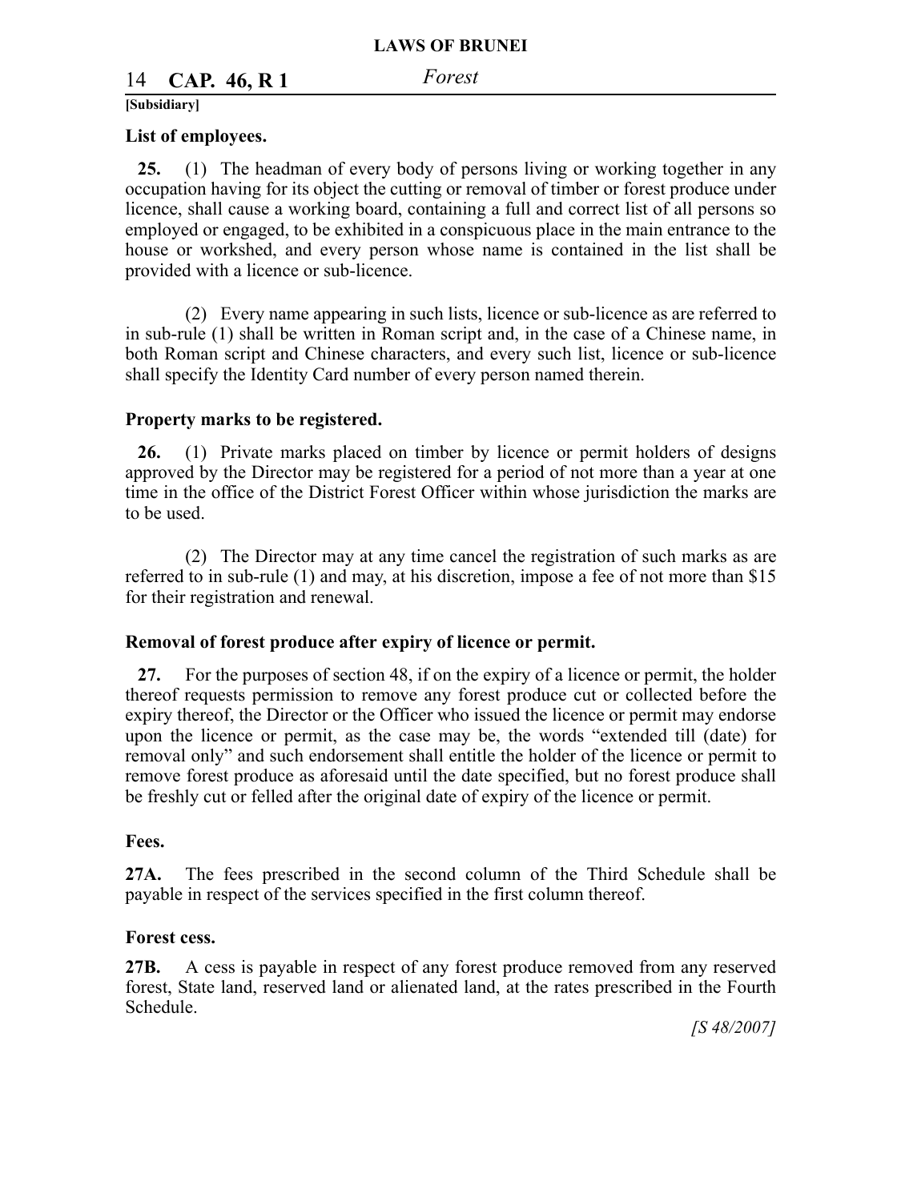**List of employees.**

**25.** (1) The headman of every body of persons living or working together in any occupation having for its object the cutting or removal of timber or forest produce under licence, shall cause a working board, containing a full and correct list of all persons so employed or engaged, to be exhibited in a conspicuous place in the main entrance to the house or workshed, and every person whose name is contained in the list shall be provided with a licence or sub-licence.

(2) Every name appearing in such lists, licence or sub-licence as are referred to in sub-rule (1) shall be written in Roman script and, in the case of a Chinese name, in both Roman script and Chinese characters, and every such list, licence or sub-licence shall specify the Identity Card number of every person named therein.

**Property marks to be registered.**

**26.** (1) Private marks placed on timber by licence or permit holders of designs approved by the Director may be registered for a period of not more than a year at one time in the office of the District Forest Officer within whose jurisdiction the marks are to be used.

(2) The Director may at any time cancel the registration of such marks as are referred to in sub-rule (1) and may, at his discretion, impose a fee of not more than $15 for their registration and renewal.

**Removal of forest produce after expiry of licence or permit.**

**27.** For the purposes of section 48, if on the expiry of a licence or permit, the holder thereof requests permission to remove any forest produce cut or collected before the expiry thereof, the Director or the Officer who issued the licence or permit may endorse upon the licence or permit, as the case may be, the words "extended till (date) for removal only" and such endorsement shall entitle the holder of the licence or permit to remove forest produce as aforesaid until the date specified, but no forest produce shall be freshly cut or felled after the original date of expiry of the licence or permit.

**Fees.**

**27A.** The fees prescribed in the second column of the Third Schedule shall be payable in respect of the services specified in the first column thereof.

**Forest cess.**

**27B.** A cess is payable in respect of any forest produce removed from any reserved forest, State land, reserved land or alienated land, at the rates prescribed in the Fourth Schedule.

*[S 48/2007]*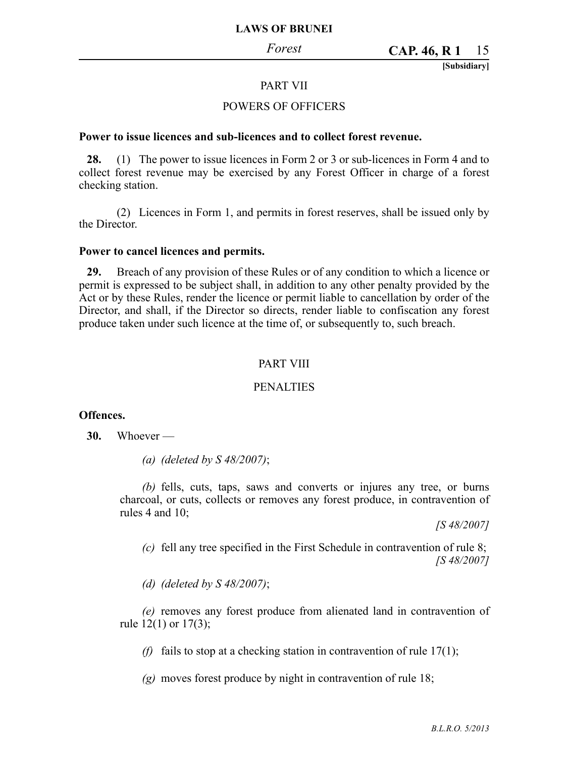## PART VII

## POWERS OF OFFICERS

**Power to issue licences and sub-licences and to collect forest revenue.**

**28.** (1) The power to issue licences in Form 2 or 3 or sub-licences in Form 4 and to collect forest revenue may be exercised by any Forest Officer in charge of a forest checking station.

(2) Licences in Form 1, and permits in forest reserves, shall be issued only by the Director.

**Power to cancel licences and permits.**

**29.** Breach of any provision of these Rules or of any condition to which a licence or permit is expressed to be subject shall, in addition to any other penalty provided by the Act or by these Rules, render the licence or permit liable to cancellation by order of the Director, and shall, if the Director so directs, render liable to confiscation any forest produce taken under such licence at the time of, or subsequently to, such breach.

## PART VIII

## PENALTIES

**Offences.**

**30.** Whoever —

*(a)* *(deleted by S 48/2007)*;

*(b)* fells, cuts, taps, saws and converts or injures any tree, or burns charcoal, or cuts, collects or removes any forest produce, in contravention of rules 4 and 10;

*[S 48/2007]*

*(c)* fell any tree specified in the First Schedule in contravention of rule 8;

*[S 48/2007]*

*(d)* *(deleted by S 48/2007)*;

*(e)* removes any forest produce from alienated land in contravention of rule 12(1) or 17(3);

*(f)* fails to stop at a checking station in contravention of rule 17(1);

*(g)* moves forest produce by night in contravention of rule 18;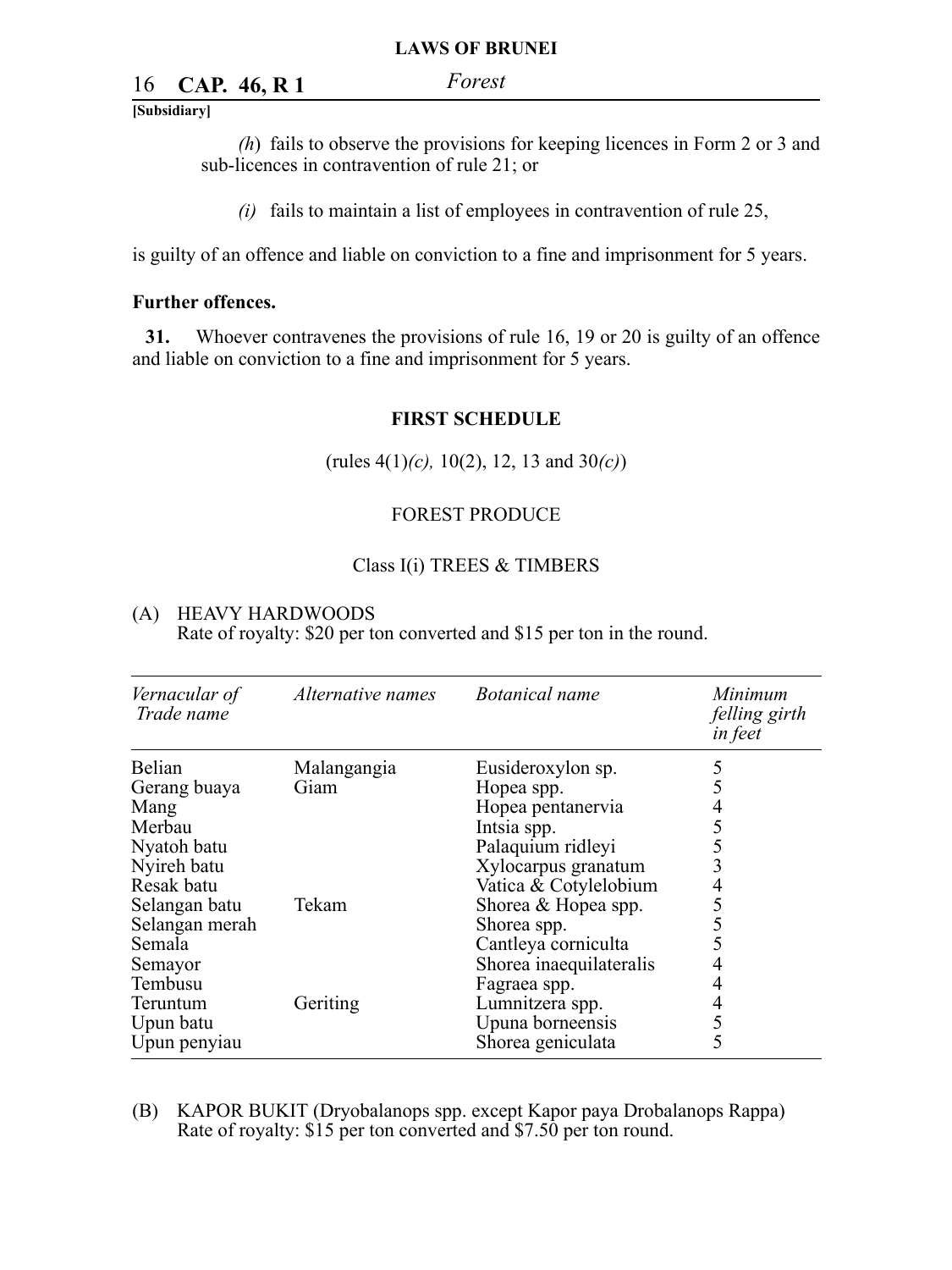*(h)* fails to observe the provisions for keeping licences in Form 2 or 3 and sub-licences in contravention of rule 21; or

*(i)* fails to maintain a list of employees in contravention of rule 25,

is guilty of an offence and liable on conviction to a fine and imprisonment for 5 years.

**Further offences.**

**31.** Whoever contravenes the provisions of rule 16, 19 or 20 is guilty of an offence and liable on conviction to a fine and imprisonment for 5 years.

## FIRST SCHEDULE

(rules 4(1)*(c),* 10(2), 12, 13 and 30*(c)*)

FOREST PRODUCE

Class I(i) TREES & TIMBERS

(A) HEAVY HARDWOODS
Rate of royalty: $20 per ton converted and $15 per ton in the round.

| *Vernacular of Trade name* | *Alternative names* | *Botanical name* | *Minimum felling girth in feet* |
|---|---|---|---|
| Belian | Malangangia | Eusideroxylon sp. | 5 |
| Gerang buaya | Giam | Hopea spp. | 5 |
| Mang | | Hopea pentanervia | 4 |
| Merbau | | Intsia spp. | 5 |
| Nyatoh batu | | Palaquium ridleyi | 5 |
| Nyireh batu | | Xylocarpus granatum | 3 |
| Resak batu | | Vatica & Cotylelobium | 4 |
| Selangan batu | Tekam | Shorea & Hopea spp. | 5 |
| Selangan merah | | Shorea spp. | 5 |
| Semala | | Cantleya corniculta | 5 |
| Semayor | | Shorea inaequilateralis | 4 |
| Tembusu | | Fagraea spp. | 4 |
| Teruntum | Geriting | Lumnitzera spp. | 4 |
| Upun batu | | Upuna borneensis | 5 |
| Upun penyiau | | Shorea geniculata | 5 |

(B) KAPOR BUKIT (Dryobalanops spp. except Kapor paya Drobalanops Rappa)
Rate of royalty: $15 per ton converted and $7.50 per ton round.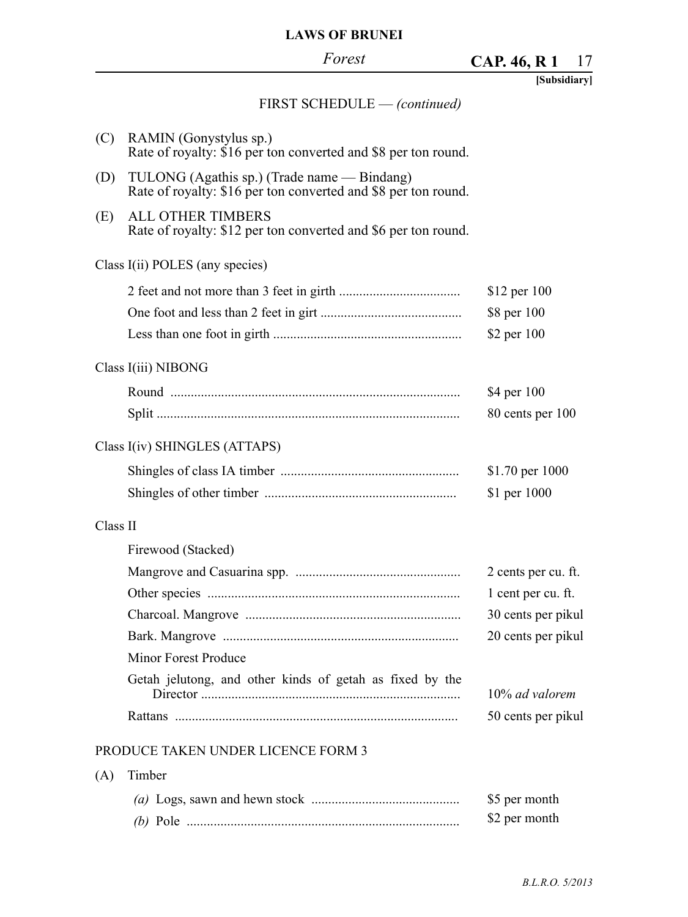FIRST SCHEDULE — *(continued)*

(C) RAMIN (Gonystylus sp.)
Rate of royalty: $16 per ton converted and $8 per ton round.

(D) TULONG (Agathis sp.) (Trade name — Bindang)
Rate of royalty: $16 per ton converted and $8 per ton round.

(E) ALL OTHER TIMBERS
Rate of royalty: $12 per ton converted and $6 per ton round.

Class I(ii) POLES (any species)

| | |
|---|---|
| 2 feet and not more than 3 feet in girth | $12 per 100 |
| One foot and less than 2 feet in girt | $8 per 100 |
| Less than one foot in girth | $2 per 100 |

Class I(iii) NIBONG

| | |
|---|---|
| Round | $4 per 100 |
| Split | 80 cents per 100 |

Class I(iv) SHINGLES (ATTAPS)

| | |
|---|---|
| Shingles of class IA timber | $1.70 per 1000 |
| Shingles of other timber | $1 per 1000 |

Class II

| | |
|---|---|
| Firewood (Stacked) | |
| Mangrove and Casuarina spp. | 2 cents per cu. ft. |
| Other species | 1 cent per cu. ft. |
| Charcoal. Mangrove | 30 cents per pikul |
| Bark. Mangrove | 20 cents per pikul |
| Minor Forest Produce | |
| Getah jelutong, and other kinds of getah as fixed by the Director | 10% *ad valorem* |
| Rattans | 50 cents per pikul |

PRODUCE TAKEN UNDER LICENCE FORM 3

(A) Timber

| | |
|---|---|
| *(a)* Logs, sawn and hewn stock | $5 per month |
| *(b)* Pole | $2 per month |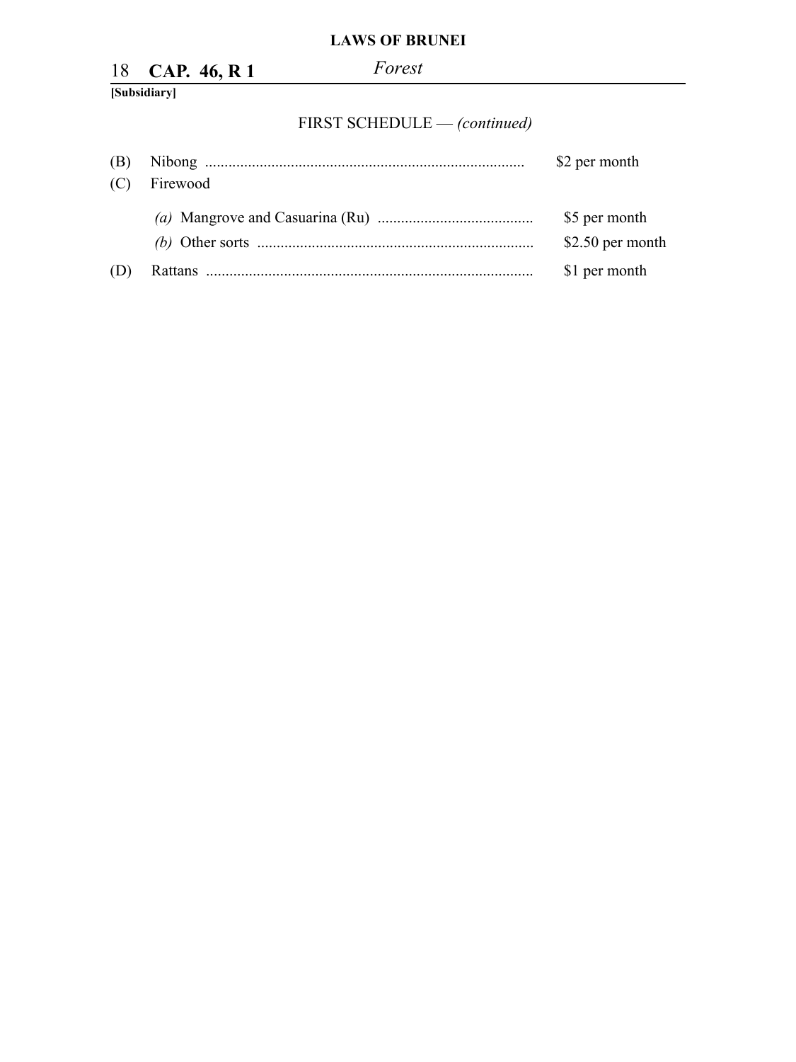FIRST SCHEDULE — *(continued)*

(B) Nibong .................................................................................. $2 per month

(C) Firewood

*(a)* Mangrove and Casuarina (Ru) ........................................ $5 per month

*(b)* Other sorts ....................................................................... $2.50 per month

(D) Rattans .................................................................................. $1 per month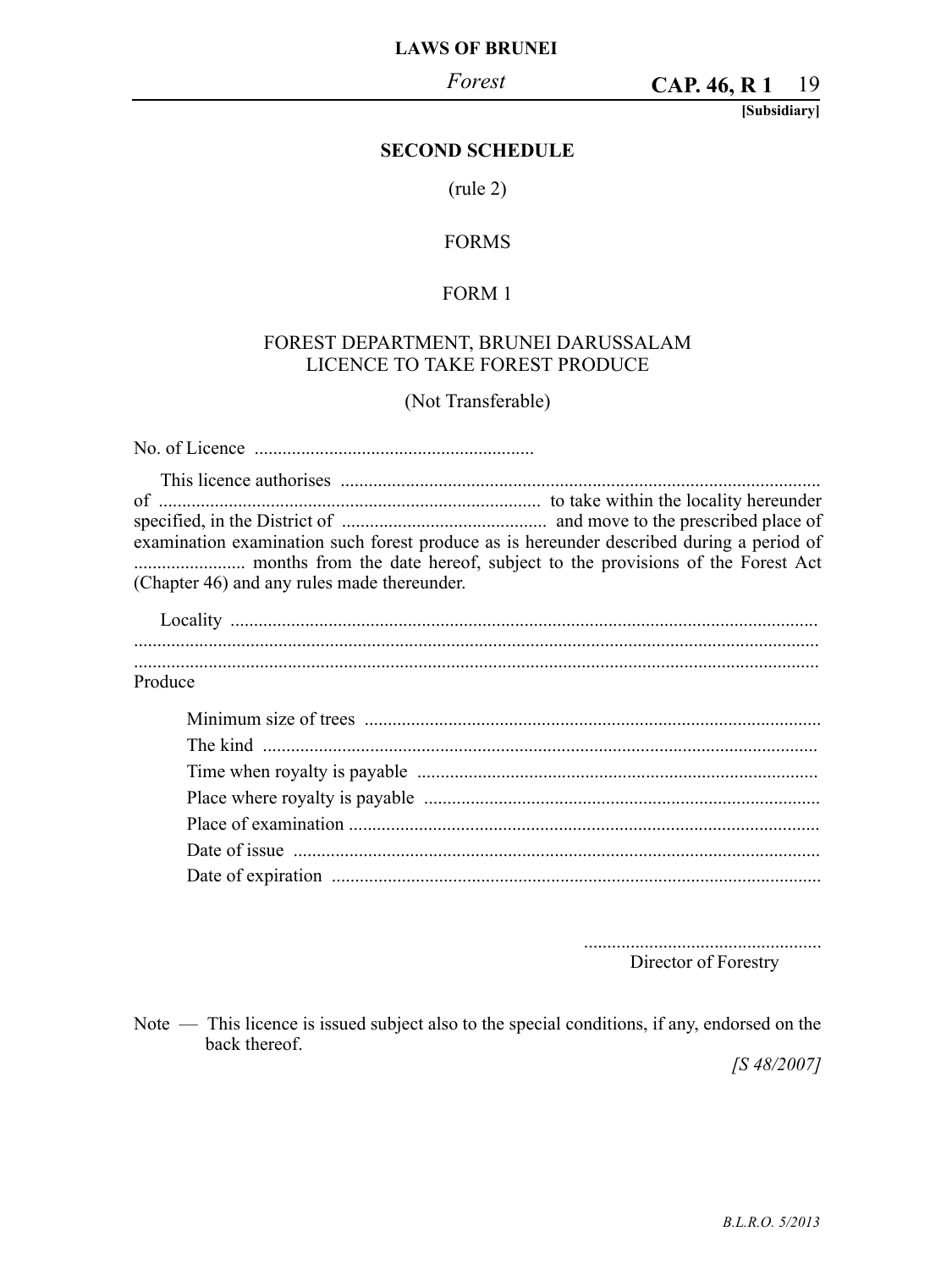## SECOND SCHEDULE

(rule 2)

FORMS

FORM 1

FOREST DEPARTMENT, BRUNEI DARUSSALAM
LICENCE TO TAKE FOREST PRODUCE

(Not Transferable)

No. of Licence ............................................................

This licence authorises ....................................................................................................... of ................................................................................. to take within the locality hereunder specified, in the District of ............................................ and move to the prescribed place of examination examination such forest produce as is hereunder described during a period of ........................ months from the date hereof, subject to the provisions of the Forest Act (Chapter 46) and any rules made thereunder.

Locality .............................................................................................................................
.................................................................................................................................................
.................................................................................................................................................

Produce

Minimum size of trees .................................................................................................
The kind ......................................................................................................................
Time when royalty is payable .....................................................................................
Place where royalty is payable ....................................................................................
Place of examination ....................................................................................................
Date of issue ................................................................................................................
Date of expiration ........................................................................................................

...................................................
Director of Forestry

Note — This licence is issued subject also to the special conditions, if any, endorsed on the back thereof.

*[S 48/2007]*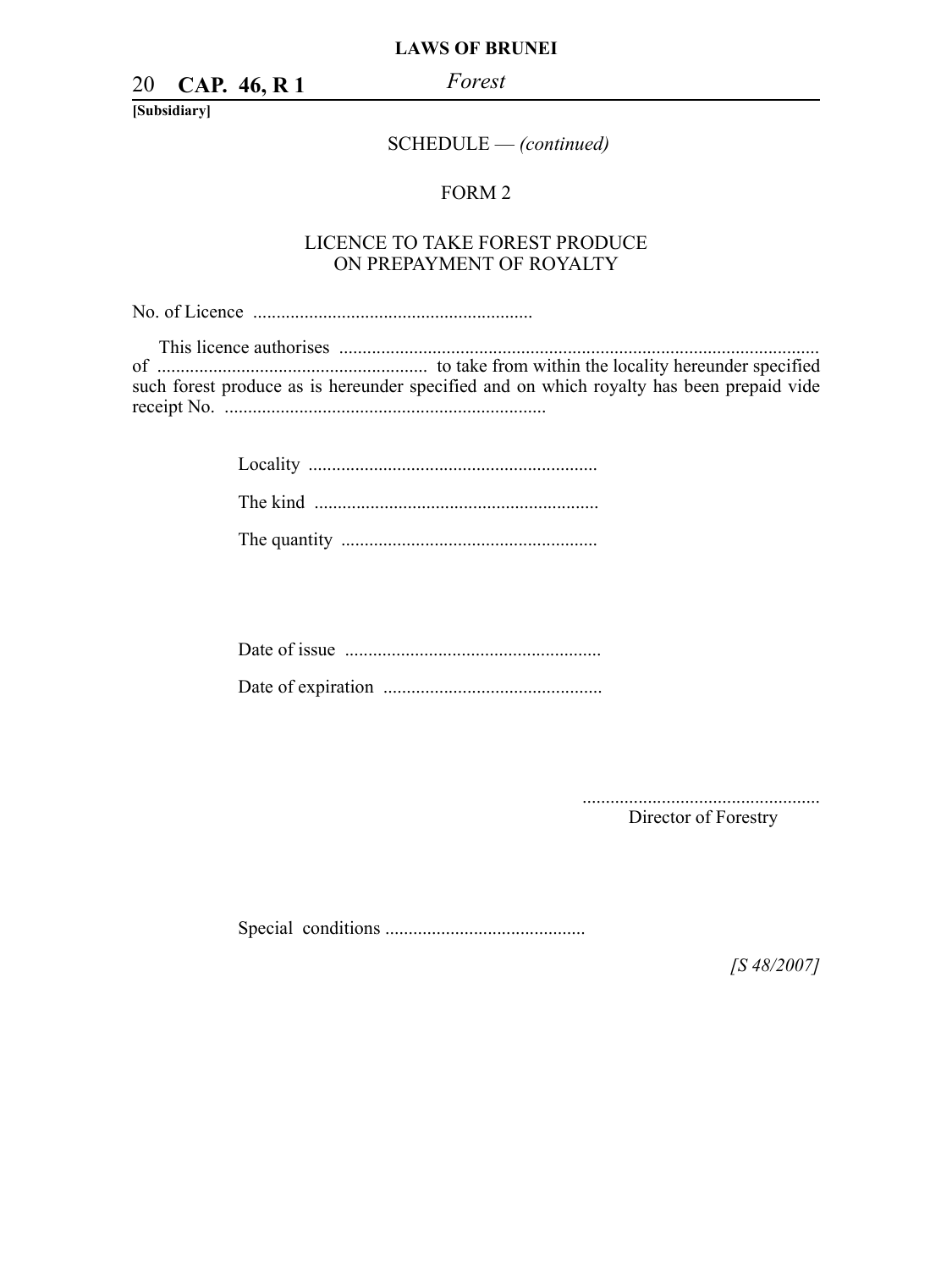SCHEDULE — *(continued)*

FORM 2

LICENCE TO TAKE FOREST PRODUCE
ON PREPAYMENT OF ROYALTY

No. of Licence ............................................................

This licence authorises ....................................................................................................... of .......................................................... to take from within the locality hereunder specified such forest produce as is hereunder specified and on which royalty has been prepaid vide receipt No. .....................................................................

Locality ..............................................................

The kind .............................................................

The quantity .......................................................

Date of issue .......................................................

Date of expiration ...............................................

...................................................
Director of Forestry

Special conditions ...........................................

*[S 48/2007]*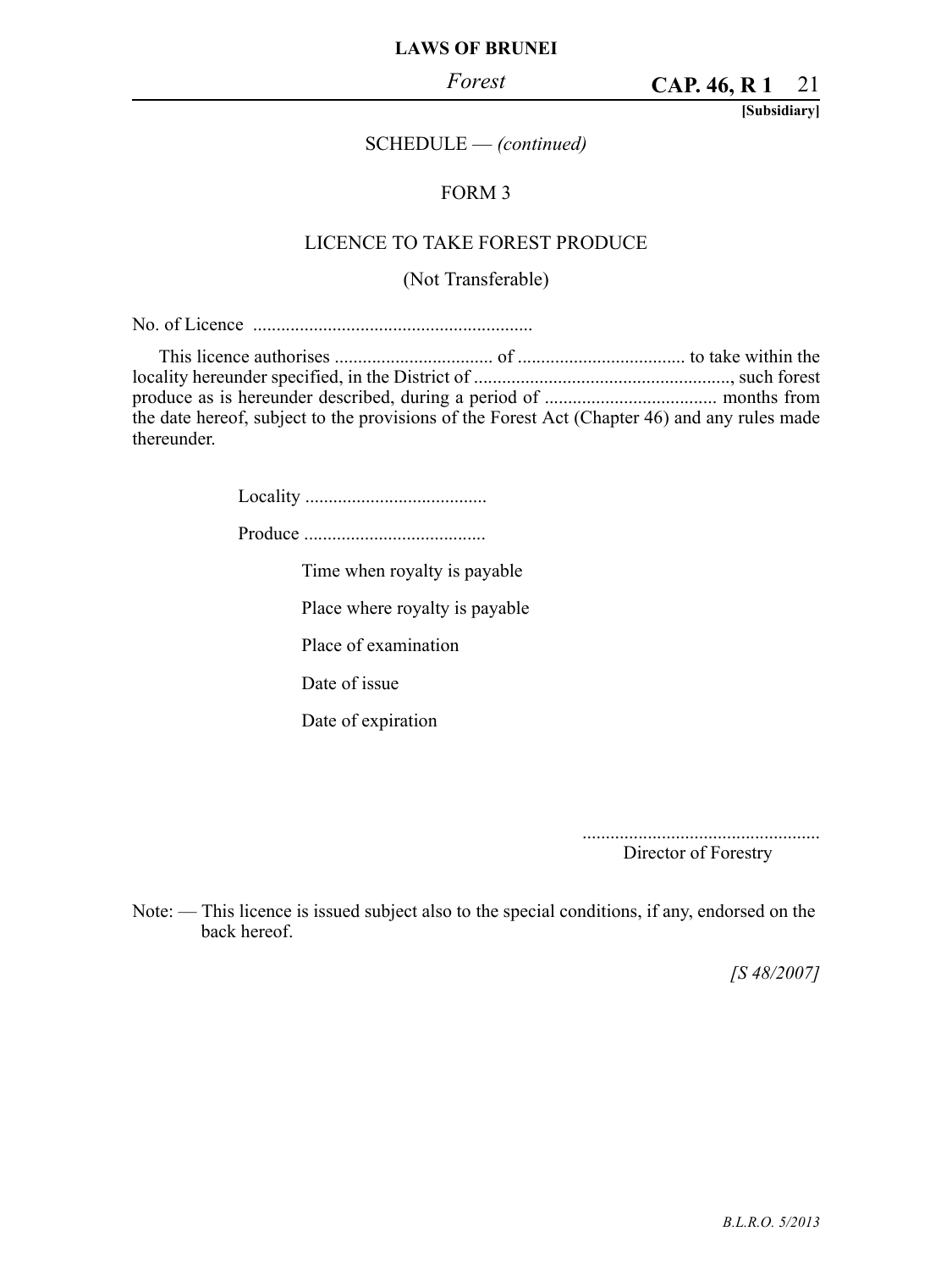SCHEDULE — *(continued)*

FORM 3

LICENCE TO TAKE FOREST PRODUCE

(Not Transferable)

No. of Licence ............................................................

This licence authorises ................................. of ................................... to take within the locality hereunder specified, in the District of ......................................................., such forest produce as is hereunder described, during a period of .................................... months from the date hereof, subject to the provisions of the Forest Act (Chapter 46) and any rules made thereunder.

Locality .......................................

Produce .......................................

Time when royalty is payable

Place where royalty is payable

Place of examination

Date of issue

Date of expiration

..................................................
Director of Forestry

Note: — This licence is issued subject also to the special conditions, if any, endorsed on the back hereof.

*[S 48/2007]*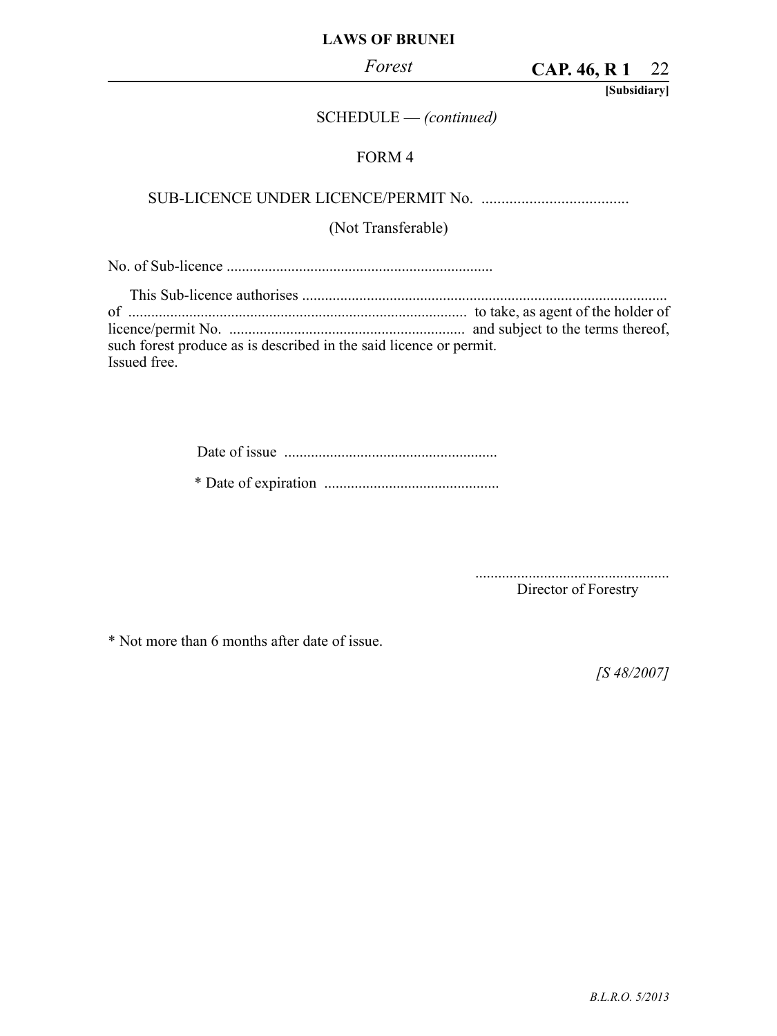SCHEDULE — *(continued)*

FORM 4

SUB-LICENCE UNDER LICENCE/PERMIT No. .....................................

(Not Transferable)

No. of Sub-licence ......................................................................

This Sub-licence authorises ...............................................................................................
of ........................................................................................ to take, as agent of the holder of licence/permit No. .............................................................. and subject to the terms thereof, such forest produce as is described in the said licence or permit.
Issued free.

Date of issue ........................................................

* Date of expiration ..............................................

...................................................
Director of Forestry

* Not more than 6 months after date of issue.

*[S 48/2007]*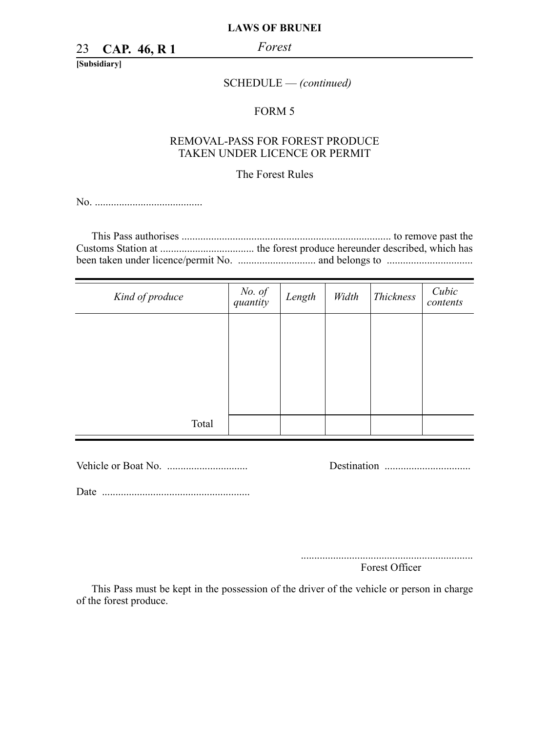SCHEDULE — *(continued)*

FORM 5

REMOVAL-PASS FOR FOREST PRODUCE
TAKEN UNDER LICENCE OR PERMIT

The Forest Rules

No. ........................................

This Pass authorises ............................................................................. to remove past the Customs Station at ................................... the forest produce hereunder described, which has been taken under licence/permit No. ............................. and belongs to ................................

| *Kind of produce* | *No. of quantity* | *Length* | *Width* | *Thickness* | *Cubic contents* |
|---|---|---|---|---|---|
| | | | | | |
| Total | | | | | |

Vehicle or Boat No. ..............................     Destination ................................

Date .......................................................

...............................................................
Forest Officer

This Pass must be kept in the possession of the driver of the vehicle or person in charge of the forest produce.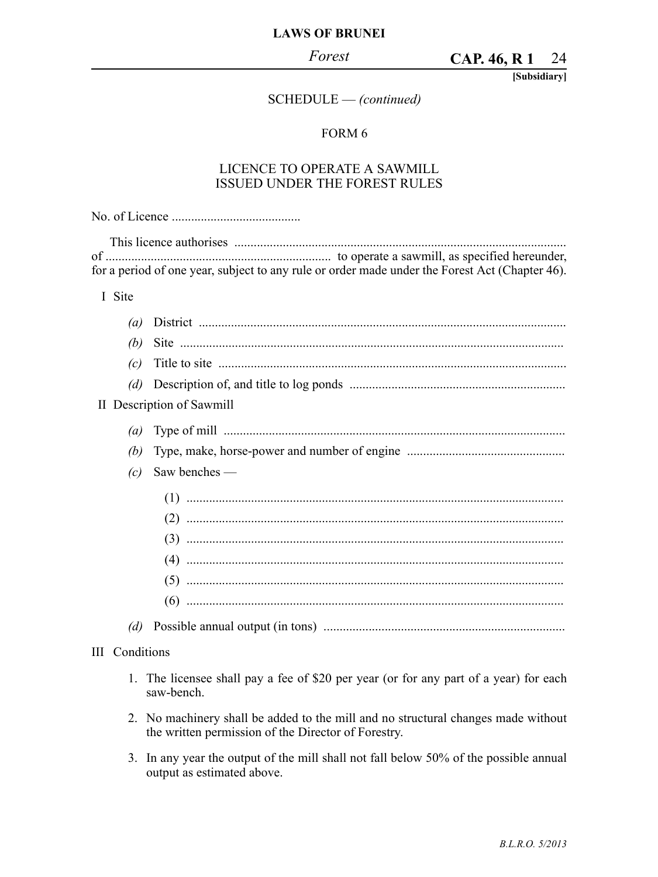SCHEDULE — *(continued)*

FORM 6

LICENCE TO OPERATE A SAWMILL
ISSUED UNDER THE FOREST RULES

No. of Licence ........................................

This licence authorises ....................................................................................................... of ..................................................................... to operate a sawmill, as specified hereunder, for a period of one year, subject to any rule or order made under the Forest Act (Chapter 46).

I Site

*(a)* District .................................................................................................................

*(b)* Site ......................................................................................................................

*(c)* Title to site ...........................................................................................................

*(d)* Description of, and title to log ponds ..................................................................

II Description of Sawmill

*(a)* Type of mill .........................................................................................................

*(b)* Type, make, horse-power and number of engine ................................................

*(c)* Saw benches —

(1) ....................................................................................................................

(2) ....................................................................................................................

(3) ....................................................................................................................

(4) ....................................................................................................................

(5) ....................................................................................................................

(6) ....................................................................................................................

*(d)* Possible annual output (in tons) ..........................................................................

III Conditions

1. The licensee shall pay a fee of $20 per year (or for any part of a year) for each saw-bench.

2. No machinery shall be added to the mill and no structural changes made without the written permission of the Director of Forestry.

3. In any year the output of the mill shall not fall below 50% of the possible annual output as estimated above.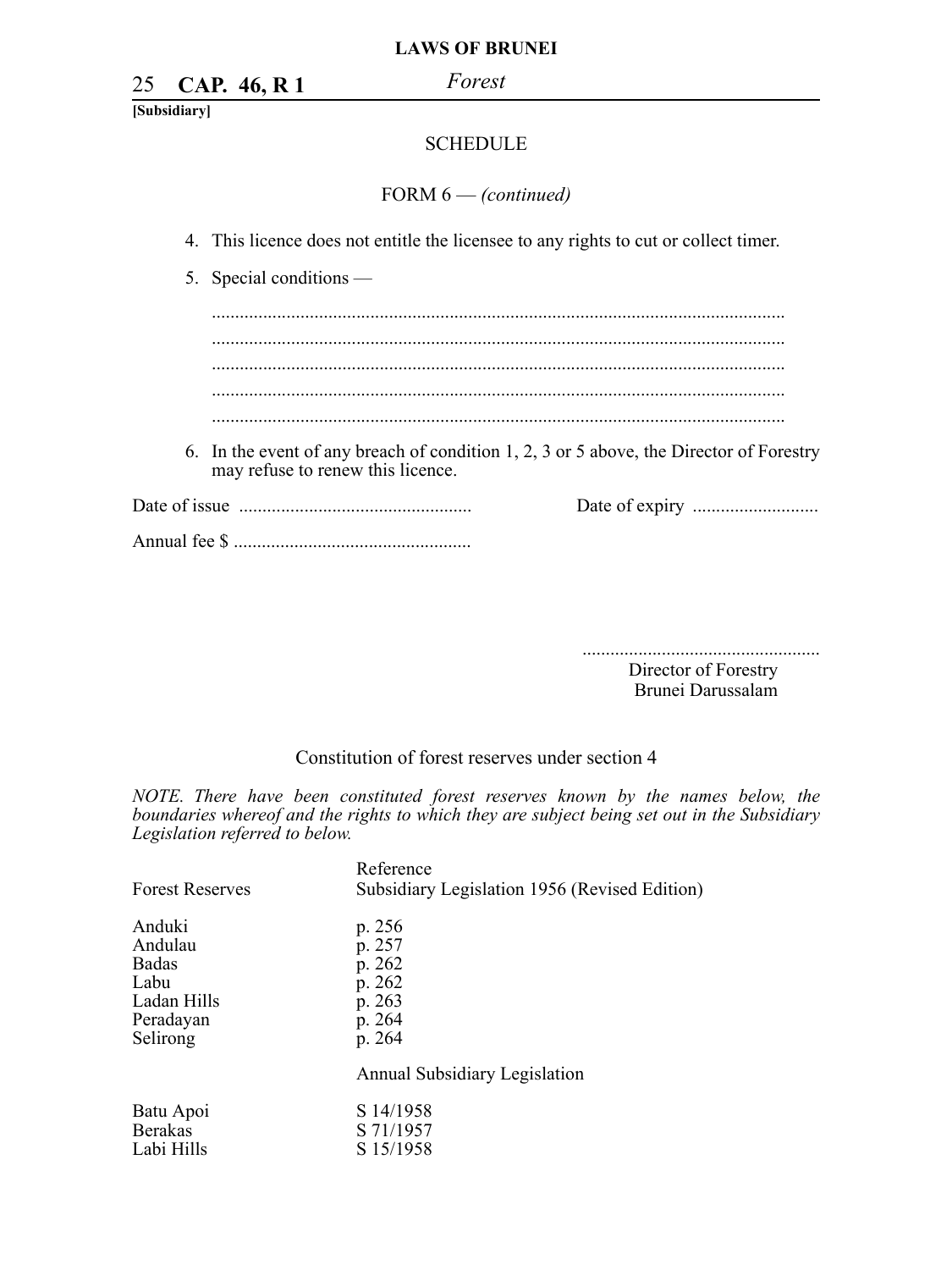SCHEDULE

FORM 6 — *(continued)*

4. This licence does not entitle the licensee to any rights to cut or collect timer.

5. Special conditions —

   ..........................................................................................................................
   ..........................................................................................................................
   ..........................................................................................................................
   ..........................................................................................................................
   ..........................................................................................................................

6. In the event of any breach of condition 1, 2, 3 or 5 above, the Director of Forestry may refuse to renew this licence.

Date of issue .................................................. Date of expiry ...........................

Annual fee $ ...................................................

...................................................
Director of Forestry
Brunei Darussalam

## Constitution of forest reserves under section 4

*NOTE. There have been constituted forest reserves known by the names below, the boundaries whereof and the rights to which they are subject being set out in the Subsidiary Legislation referred to below.*

| Forest Reserves | Reference<br>Subsidiary Legislation 1956 (Revised Edition) |
|---|---|
| Anduki | p. 256 |
| Andulau | p. 257 |
| Badas | p. 262 |
| Labu | p. 262 |
| Ladan Hills | p. 263 |
| Peradayan | p. 264 |
| Selirong | p. 264 |
| | Annual Subsidiary Legislation |
| Batu Apoi | S 14/1958 |
| Berakas | S 71/1957 |
| Labi Hills | S 15/1958 |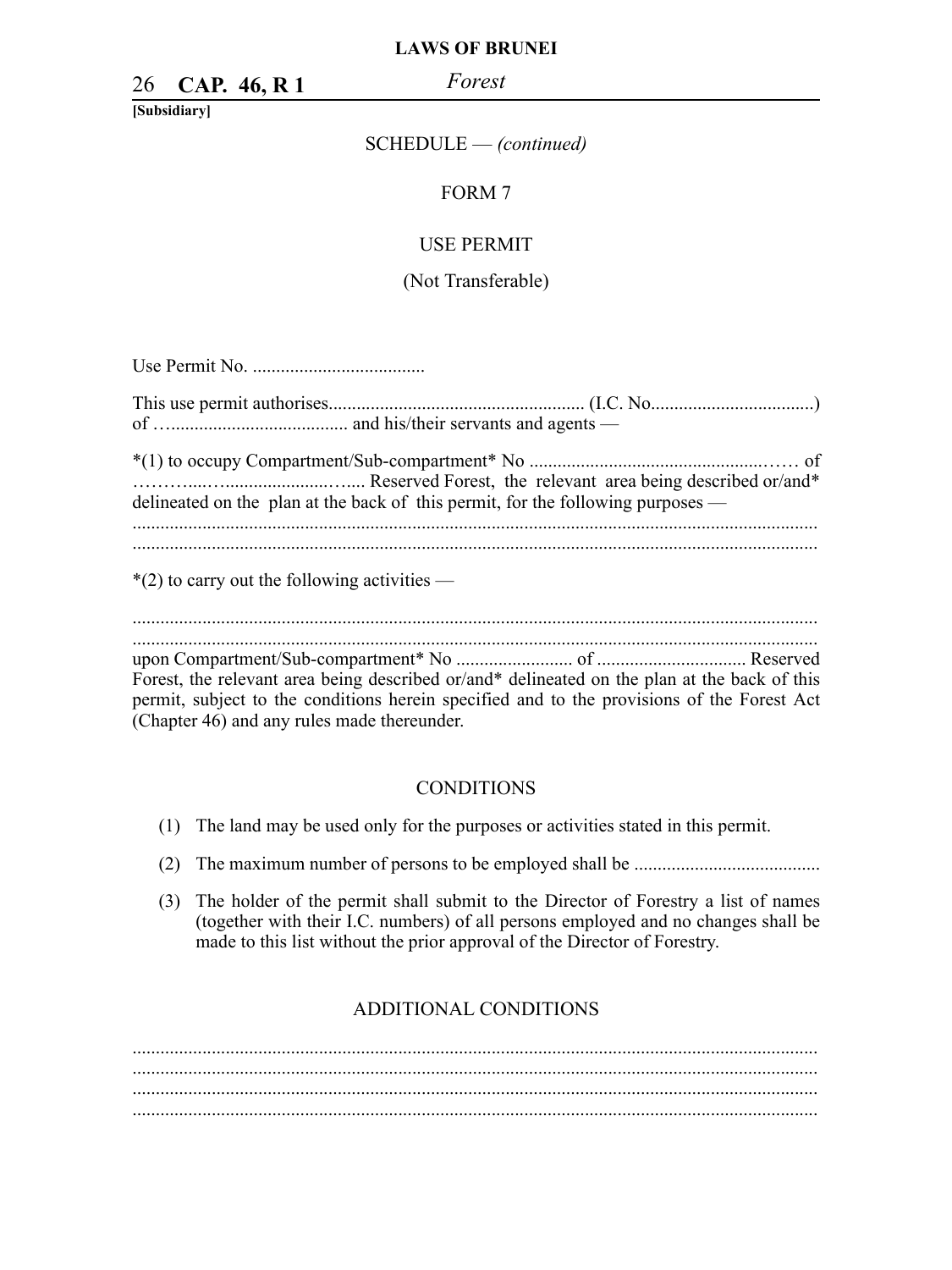SCHEDULE — *(continued)*

FORM 7

USE PERMIT

(Not Transferable)

Use Permit No. ....................................

This use permit authorises...................................................... (I.C. No..................................) of …...................................... and his/their servants and agents —

*(1) to occupy Compartment/Sub-compartment* No ...................................................…… of ………....…....................…..... Reserved Forest, the relevant area being described or/and* delineated on the plan at the back of this permit, for the following purposes —
.................................................................................................................................................
.................................................................................................................................................

*(2) to carry out the following activities —

.................................................................................................................................................
.................................................................................................................................................
upon Compartment/Sub-compartment* No ......................... of ............................... Reserved Forest, the relevant area being described or/and* delineated on the plan at the back of this permit, subject to the conditions herein specified and to the provisions of the Forest Act (Chapter 46) and any rules made thereunder.

CONDITIONS

(1) The land may be used only for the purposes or activities stated in this permit.

(2) The maximum number of persons to be employed shall be .......................................

(3) The holder of the permit shall submit to the Director of Forestry a list of names (together with their I.C. numbers) of all persons employed and no changes shall be made to this list without the prior approval of the Director of Forestry.

ADDITIONAL CONDITIONS

.................................................................................................................................................
.................................................................................................................................................
.................................................................................................................................................
.................................................................................................................................................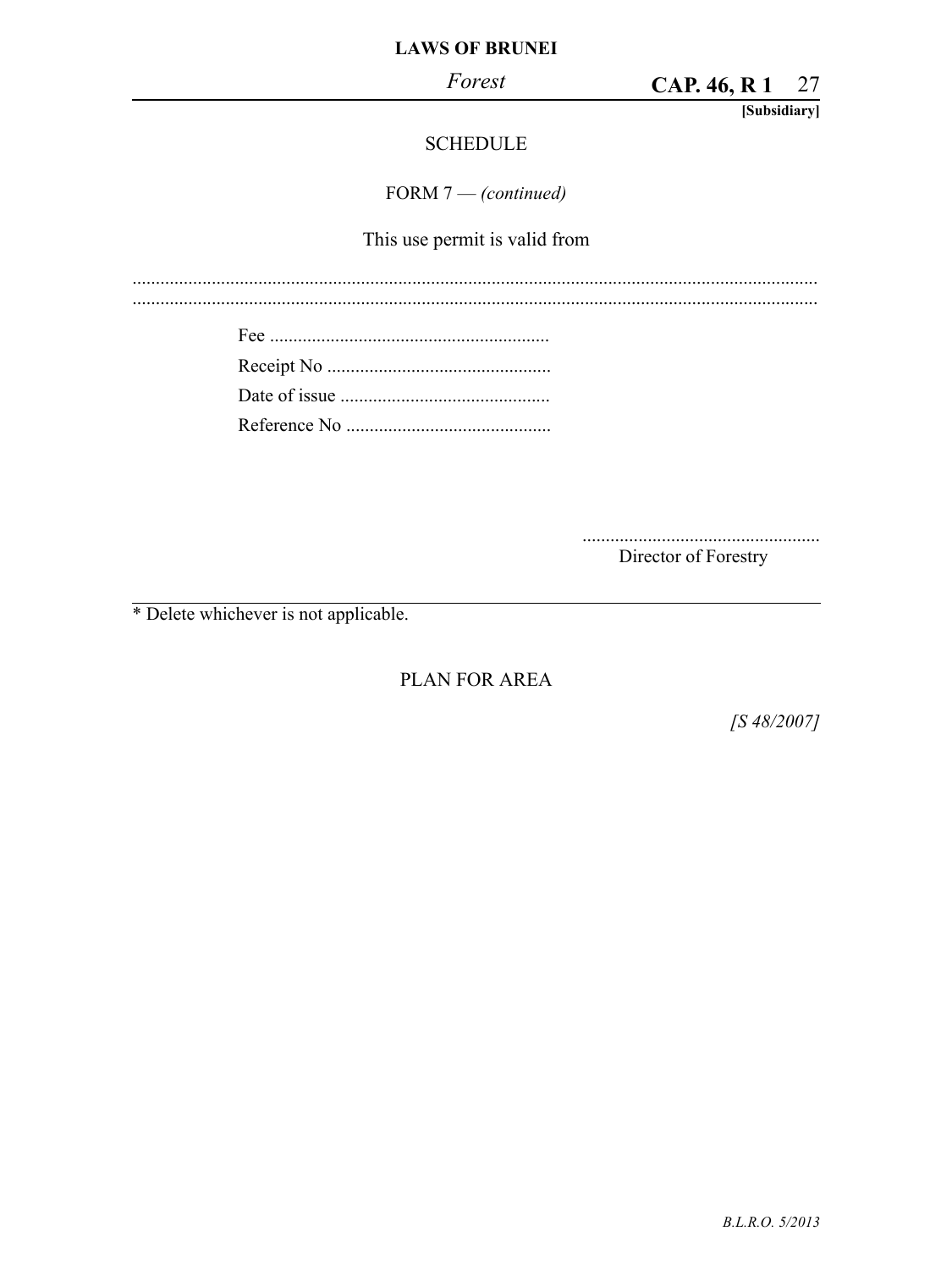SCHEDULE

FORM 7 — *(continued)*

This use permit is valid from

.................................................................................................................................................
.................................................................................................................................................

Fee ............................................................

Receipt No ................................................

Date of issue .............................................

Reference No ............................................

...................................................
Director of Forestry

* Delete whichever is not applicable.

PLAN FOR AREA

*[S 48/2007]*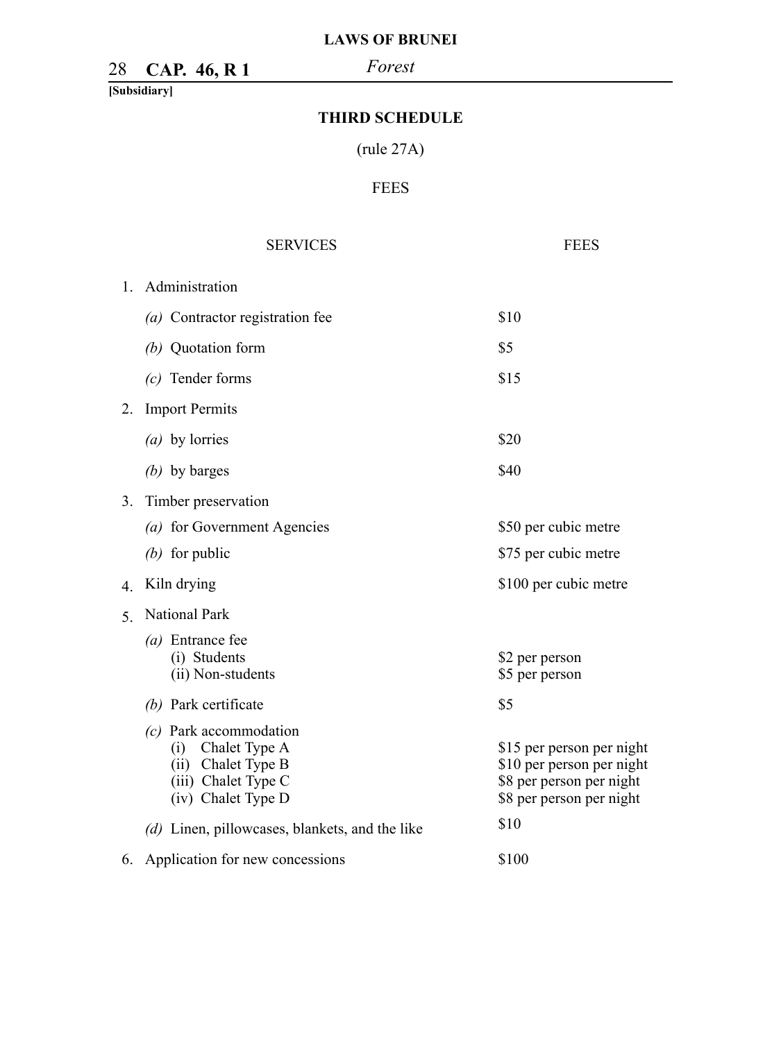## THIRD SCHEDULE

(rule 27A)

FEES

| SERVICES | FEES |
|---|---|
| 1. Administration | |
| *(a)* Contractor registration fee | $10 |
| *(b)* Quotation form | $5 |
| *(c)* Tender forms | $15 |
| 2. Import Permits | |
| *(a)* by lorries | $20 |
| *(b)* by barges | $40 |
| 3. Timber preservation | |
| *(a)* for Government Agencies | $50 per cubic metre |
| *(b)* for public | $75 per cubic metre |
| 4. Kiln drying | $100 per cubic metre |
| 5. National Park | |
| *(a)* Entrance fee | |
| (i) Students | $2 per person |
| (ii) Non-students | $5 per person |
| *(b)* Park certificate | $5 |
| *(c)* Park accommodation | |
| (i) Chalet Type A | $15 per person per night |
| (ii) Chalet Type B | $10 per person per night |
| (iii) Chalet Type C | $8 per person per night |
| (iv) Chalet Type D | $8 per person per night |
| *(d)* Linen, pillowcases, blankets, and the like | $10 |
| 6. Application for new concessions | $100 |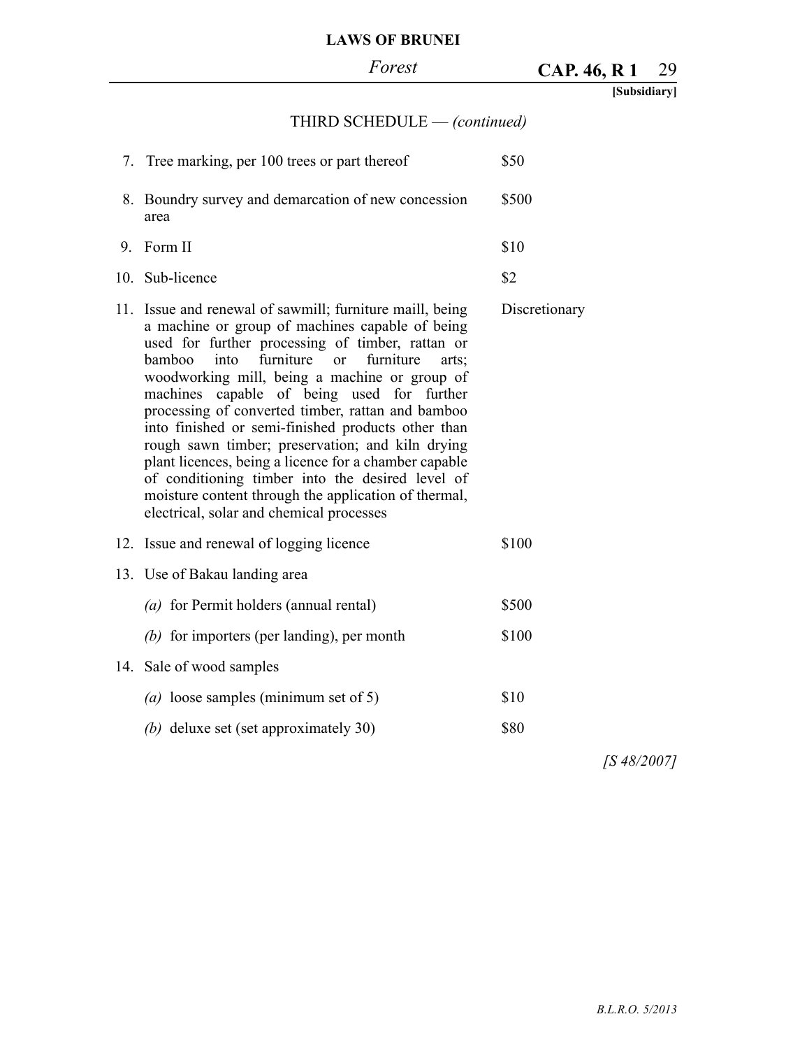THIRD SCHEDULE — *(continued)*

| | |
|---|---|
| 7. Tree marking, per 100 trees or part thereof | $50 |
| 8. Boundry survey and demarcation of new concession area | $500 |
| 9. Form II | $10 |
| 10. Sub-licence | $2 |
| 11. Issue and renewal of sawmill; furniture maill, being a machine or group of machines capable of being used for further processing of timber, rattan or bamboo into furniture or furniture arts; woodworking mill, being a machine or group of machines capable of being used for further processing of converted timber, rattan and bamboo into finished or semi-finished products other than rough sawn timber; preservation; and kiln drying plant licences, being a licence for a chamber capable of conditioning timber into the desired level of moisture content through the application of thermal, electrical, solar and chemical processes | Discretionary |
| 12. Issue and renewal of logging licence | $100 |
| 13. Use of Bakau landing area | |
| *(a)* for Permit holders (annual rental) | $500 |
| *(b)* for importers (per landing), per month | $100 |
| 14. Sale of wood samples | |
| *(a)* loose samples (minimum set of 5) | $10 |
| *(b)* deluxe set (set approximately 30) | $80 |

*[S 48/2007]*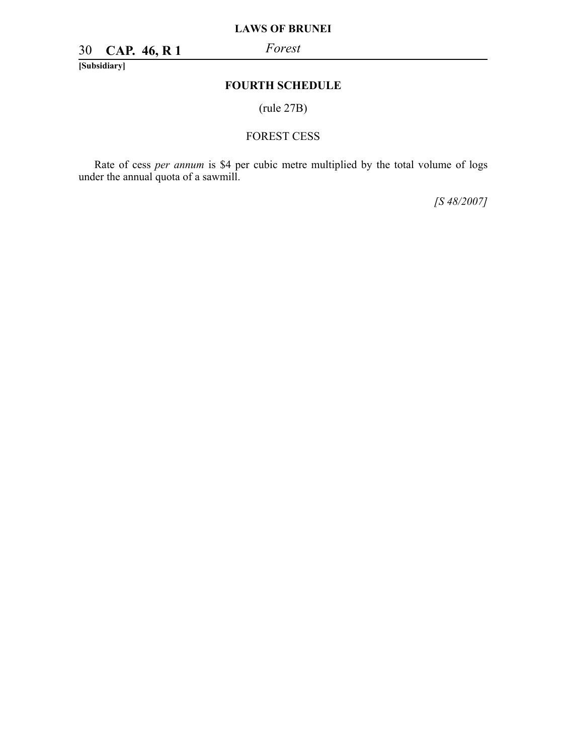## FOURTH SCHEDULE

(rule 27B)

FOREST CESS

Rate of cess *per annum* is $4 per cubic metre multiplied by the total volume of logs under the annual quota of a sawmill.

*[S 48/2007]*